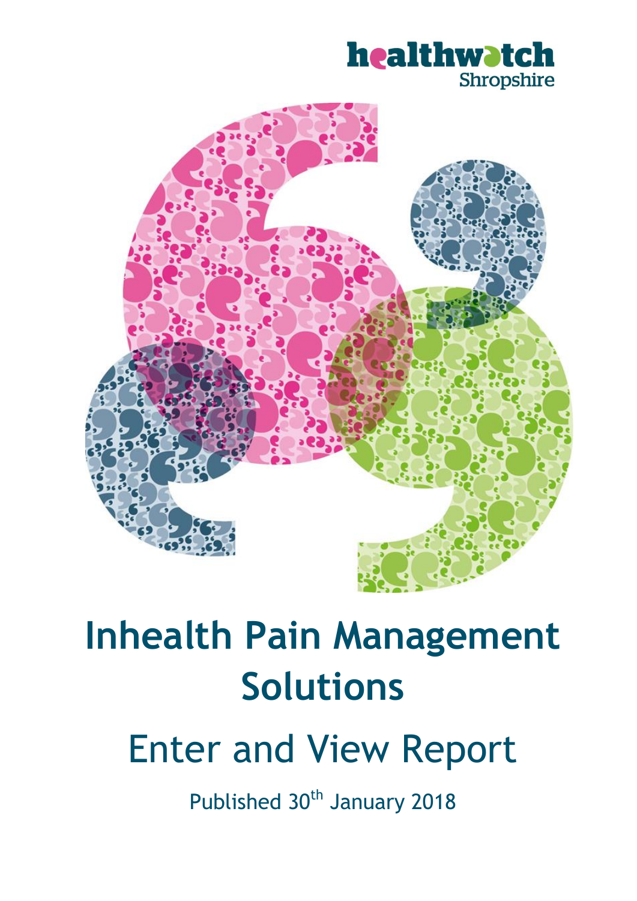healthwatch Shropshire

# Inhealth Pain Management Solutions

## Enter and View Report

Published 30th January 2018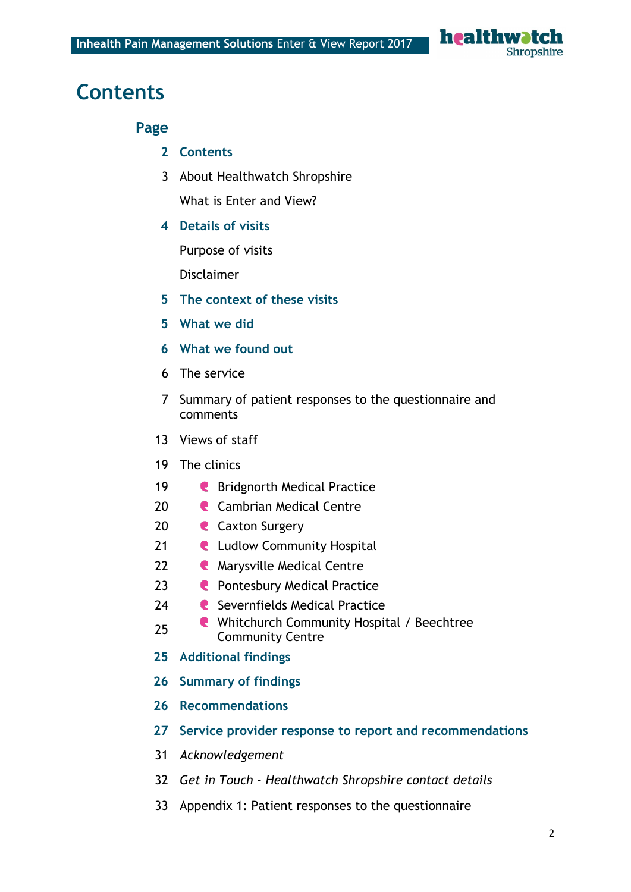# Contents

**Page**

| | |
|---|---|
| **2** | **Contents** |
| 3 | About Healthwatch Shropshire |
| | What is Enter and View? |
| **4** | **Details of visits** |
| | Purpose of visits |
| | Disclaimer |
| **5** | **The context of these visits** |
| **5** | **What we did** |
| **6** | **What we found out** |
| 6 | The service |
| 7 | Summary of patient responses to the questionnaire and comments |
| 13 | Views of staff |
| 19 | The clinics |
| 19 | • Bridgnorth Medical Practice |
| 20 | • Cambrian Medical Centre |
| 20 | • Caxton Surgery |
| 21 | • Ludlow Community Hospital |
| 22 | • Marysville Medical Centre |
| 23 | • Pontesbury Medical Practice |
| 24 | • Severnfields Medical Practice |
| 25 | • Whitchurch Community Hospital / Beechtree Community Centre |
| **25** | **Additional findings** |
| **26** | **Summary of findings** |
| **26** | **Recommendations** |
| **27** | **Service provider response to report and recommendations** |
| 31 | *Acknowledgement* |
| 32 | *Get in Touch - Healthwatch Shropshire contact details* |
| 33 | Appendix 1: Patient responses to the questionnaire |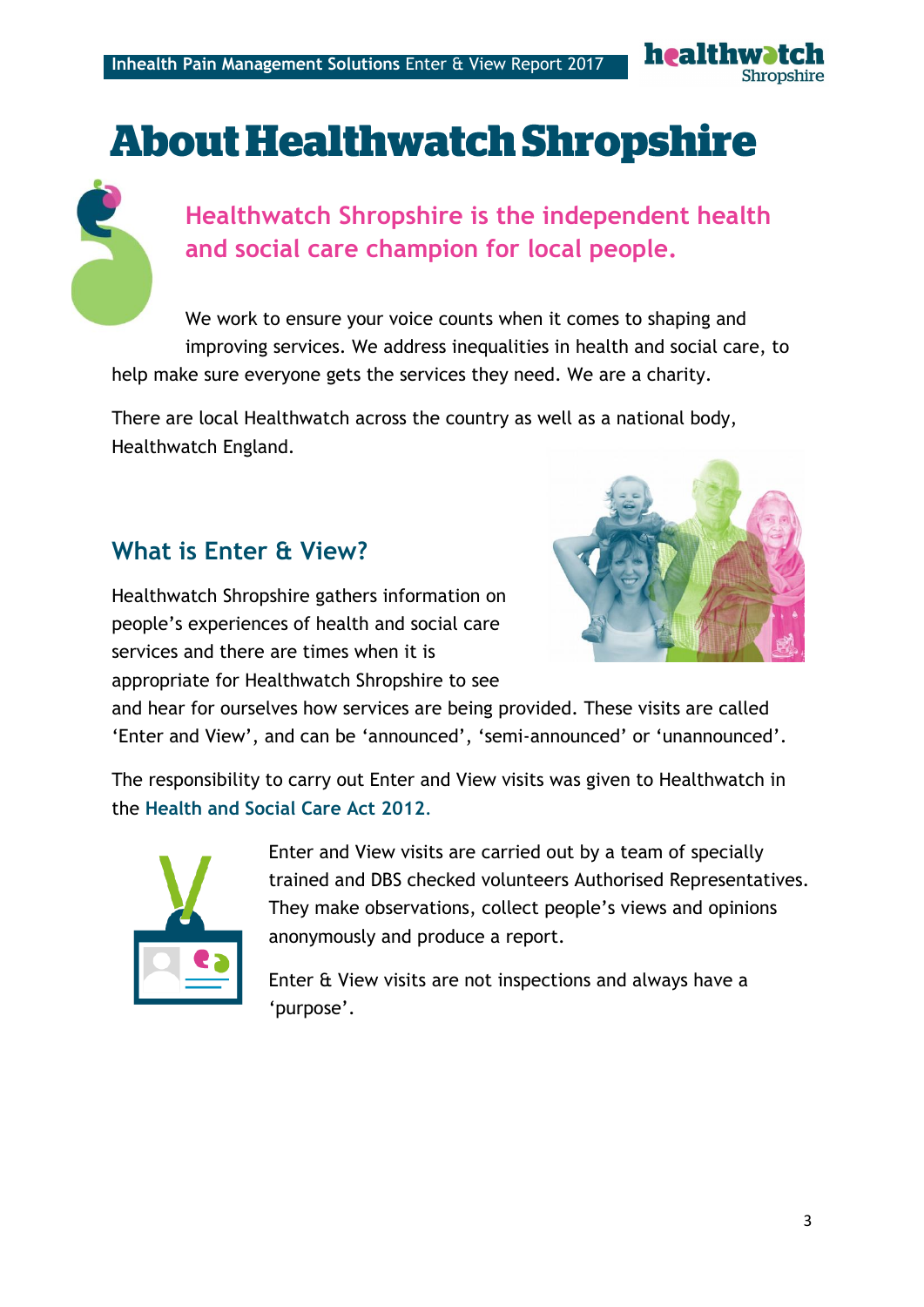# About Healthwatch Shropshire

## Healthwatch Shropshire is the independent health and social care champion for local people.

We work to ensure your voice counts when it comes to shaping and improving services. We address inequalities in health and social care, to help make sure everyone gets the services they need. We are a charity.

There are local Healthwatch across the country as well as a national body, Healthwatch England.

## What is Enter & View?

Healthwatch Shropshire gathers information on people's experiences of health and social care services and there are times when it is appropriate for Healthwatch Shropshire to see and hear for ourselves how services are being provided. These visits are called 'Enter and View', and can be 'announced', 'semi-announced' or 'unannounced'.

The responsibility to carry out Enter and View visits was given to Healthwatch in the **Health and Social Care Act 2012**.

Enter and View visits are carried out by a team of specially trained and DBS checked volunteers Authorised Representatives. They make observations, collect people's views and opinions anonymously and produce a report.

Enter & View visits are not inspections and always have a 'purpose'.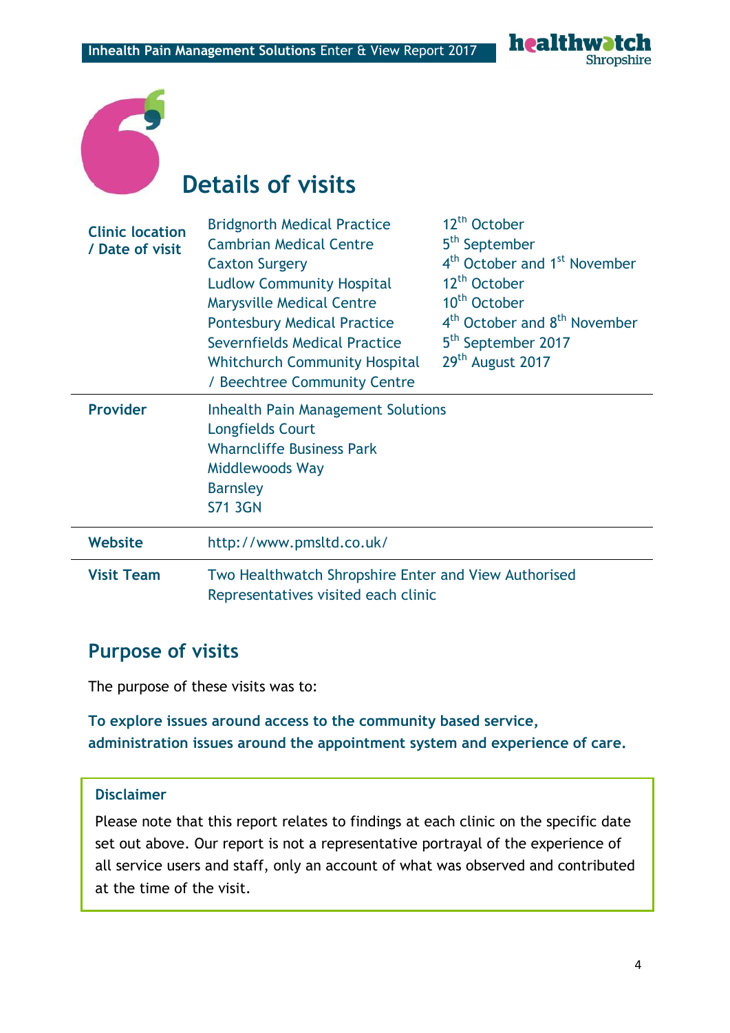# Details of visits

| | | |
|---|---|---|
| **Clinic location / Date of visit** | Bridgnorth Medical Practice | 12th October |
| | Cambrian Medical Centre | 5th September |
| | Caxton Surgery | 4th October and 1st November |
| | Ludlow Community Hospital | 12th October |
| | Marysville Medical Centre | 10th October |
| | Pontesbury Medical Practice | 4th October and 8th November |
| | Severnfields Medical Practice | 5th September 2017 |
| | Whitchurch Community Hospital / Beechtree Community Centre | 29th August 2017 |
| **Provider** | Inhealth Pain Management Solutions<br>Longfields Court<br>Wharncliffe Business Park<br>Middlewoods Way<br>Barnsley<br>S71 3GN | |
| **Website** | http://www.pmsltd.co.uk/ | |
| **Visit Team** | Two Healthwatch Shropshire Enter and View Authorised Representatives visited each clinic | |

## Purpose of visits

The purpose of these visits was to:

**To explore issues around access to the community based service, administration issues around the appointment system and experience of care.**

**Disclaimer**

Please note that this report relates to findings at each clinic on the specific date set out above. Our report is not a representative portrayal of the experience of all service users and staff, only an account of what was observed and contributed at the time of the visit.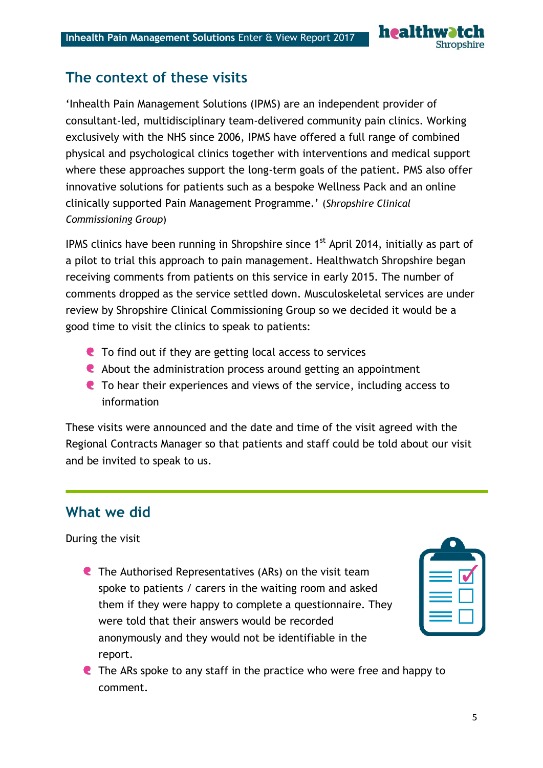## The context of these visits

'Inhealth Pain Management Solutions (IPMS) are an independent provider of consultant-led, multidisciplinary team-delivered community pain clinics. Working exclusively with the NHS since 2006, IPMS have offered a full range of combined physical and psychological clinics together with interventions and medical support where these approaches support the long-term goals of the patient. PMS also offer innovative solutions for patients such as a bespoke Wellness Pack and an online clinically supported Pain Management Programme.' (*Shropshire Clinical Commissioning Group*)

IPMS clinics have been running in Shropshire since 1st April 2014, initially as part of a pilot to trial this approach to pain management. Healthwatch Shropshire began receiving comments from patients on this service in early 2015. The number of comments dropped as the service settled down. Musculoskeletal services are under review by Shropshire Clinical Commissioning Group so we decided it would be a good time to visit the clinics to speak to patients:

- To find out if they are getting local access to services
- About the administration process around getting an appointment
- To hear their experiences and views of the service, including access to information

These visits were announced and the date and time of the visit agreed with the Regional Contracts Manager so that patients and staff could be told about our visit and be invited to speak to us.

## What we did

During the visit

- The Authorised Representatives (ARs) on the visit team spoke to patients / carers in the waiting room and asked them if they were happy to complete a questionnaire. They were told that their answers would be recorded anonymously and they would not be identifiable in the report.
- The ARs spoke to any staff in the practice who were free and happy to comment.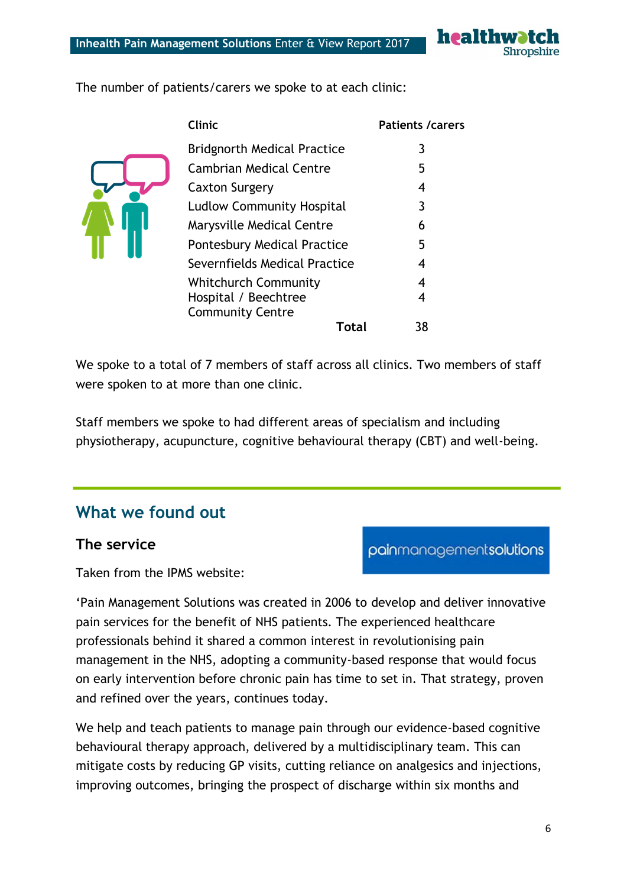The number of patients/carers we spoke to at each clinic:

| Clinic | Patients /carers |
|---|---|
| Bridgnorth Medical Practice | 3 |
| Cambrian Medical Centre | 5 |
| Caxton Surgery | 4 |
| Ludlow Community Hospital | 3 |
| Marysville Medical Centre | 6 |
| Pontesbury Medical Practice | 5 |
| Severnfields Medical Practice | 4 |
| Whitchurch Community Hospital / Beechtree Community Centre | 4<br>4 |
| **Total** | 38 |

We spoke to a total of 7 members of staff across all clinics. Two members of staff were spoken to at more than one clinic.

Staff members we spoke to had different areas of specialism and including physiotherapy, acupuncture, cognitive behavioural therapy (CBT) and well-being.

## What we found out

### The service

Taken from the IPMS website:

'Pain Management Solutions was created in 2006 to develop and deliver innovative pain services for the benefit of NHS patients. The experienced healthcare professionals behind it shared a common interest in revolutionising pain management in the NHS, adopting a community-based response that would focus on early intervention before chronic pain has time to set in. That strategy, proven and refined over the years, continues today.

We help and teach patients to manage pain through our evidence-based cognitive behavioural therapy approach, delivered by a multidisciplinary team. This can mitigate costs by reducing GP visits, cutting reliance on analgesics and injections, improving outcomes, bringing the prospect of discharge within six months and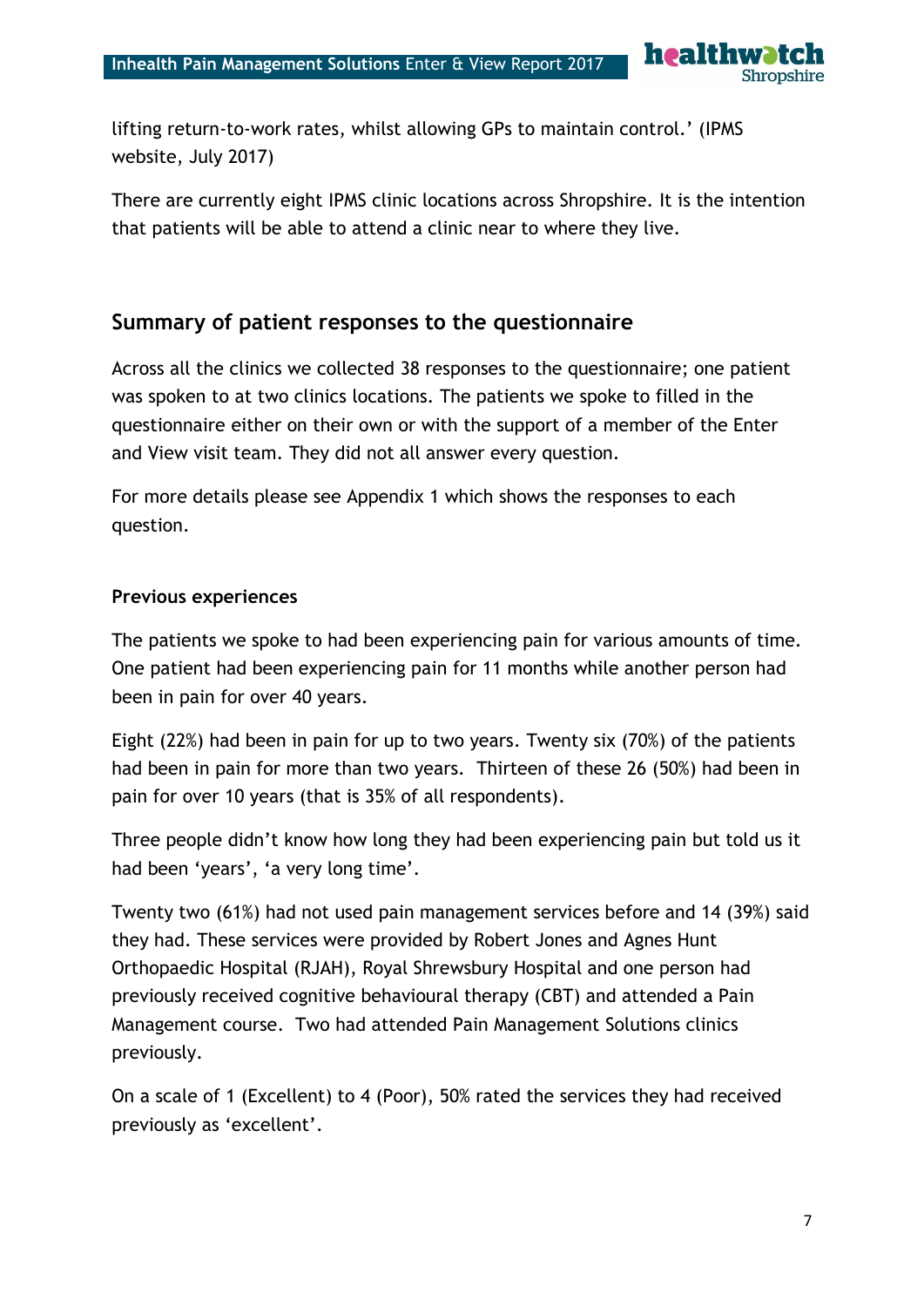lifting return-to-work rates, whilst allowing GPs to maintain control.' (IPMS website, July 2017)

There are currently eight IPMS clinic locations across Shropshire. It is the intention that patients will be able to attend a clinic near to where they live.

## Summary of patient responses to the questionnaire

Across all the clinics we collected 38 responses to the questionnaire; one patient was spoken to at two clinics locations. The patients we spoke to filled in the questionnaire either on their own or with the support of a member of the Enter and View visit team. They did not all answer every question.

For more details please see Appendix 1 which shows the responses to each question.

### Previous experiences

The patients we spoke to had been experiencing pain for various amounts of time. One patient had been experiencing pain for 11 months while another person had been in pain for over 40 years.

Eight (22%) had been in pain for up to two years. Twenty six (70%) of the patients had been in pain for more than two years. Thirteen of these 26 (50%) had been in pain for over 10 years (that is 35% of all respondents).

Three people didn't know how long they had been experiencing pain but told us it had been 'years', 'a very long time'.

Twenty two (61%) had not used pain management services before and 14 (39%) said they had. These services were provided by Robert Jones and Agnes Hunt Orthopaedic Hospital (RJAH), Royal Shrewsbury Hospital and one person had previously received cognitive behavioural therapy (CBT) and attended a Pain Management course. Two had attended Pain Management Solutions clinics previously.

On a scale of 1 (Excellent) to 4 (Poor), 50% rated the services they had received previously as 'excellent'.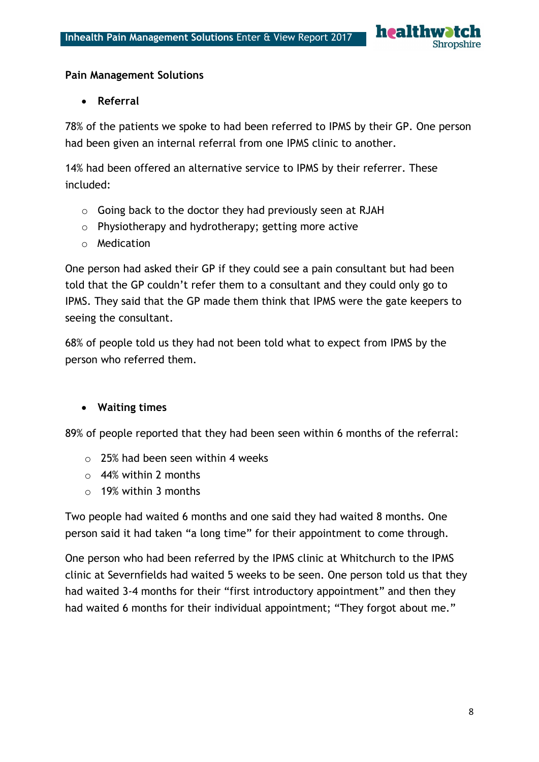**Pain Management Solutions**

- **Referral**

78% of the patients we spoke to had been referred to IPMS by their GP. One person had been given an internal referral from one IPMS clinic to another.

14% had been offered an alternative service to IPMS by their referrer. These included:

- Going back to the doctor they had previously seen at RJAH
- Physiotherapy and hydrotherapy; getting more active
- Medication

One person had asked their GP if they could see a pain consultant but had been told that the GP couldn't refer them to a consultant and they could only go to IPMS. They said that the GP made them think that IPMS were the gate keepers to seeing the consultant.

68% of people told us they had not been told what to expect from IPMS by the person who referred them.

- **Waiting times**

89% of people reported that they had been seen within 6 months of the referral:

- 25% had been seen within 4 weeks
- 44% within 2 months
- 19% within 3 months

Two people had waited 6 months and one said they had waited 8 months. One person said it had taken "a long time" for their appointment to come through.

One person who had been referred by the IPMS clinic at Whitchurch to the IPMS clinic at Severnfields had waited 5 weeks to be seen. One person told us that they had waited 3-4 months for their "first introductory appointment" and then they had waited 6 months for their individual appointment; "They forgot about me."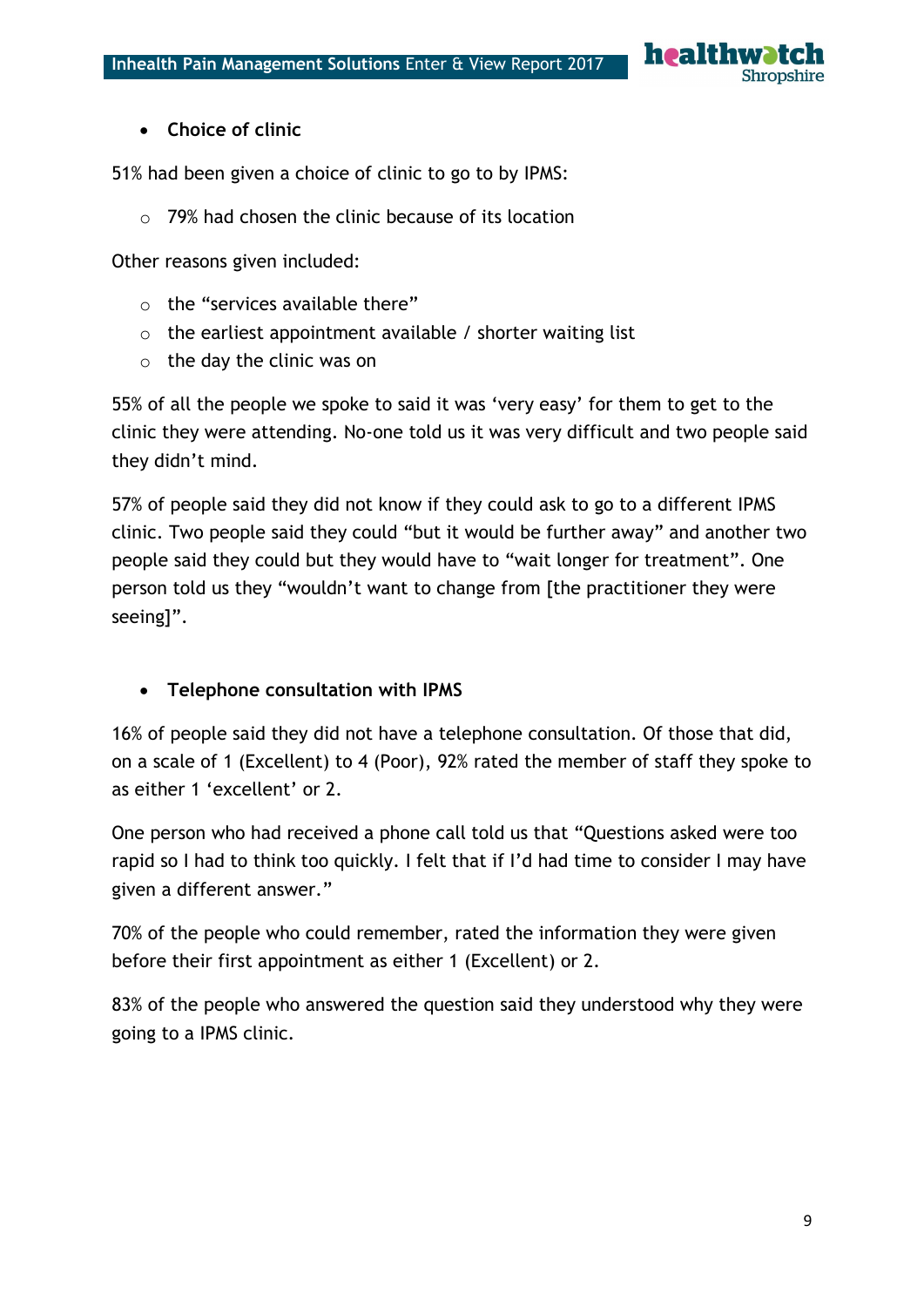- **Choice of clinic**

51% had been given a choice of clinic to go to by IPMS:

  - 79% had chosen the clinic because of its location

Other reasons given included:

  - the "services available there"
  - the earliest appointment available / shorter waiting list
  - the day the clinic was on

55% of all the people we spoke to said it was 'very easy' for them to get to the clinic they were attending. No-one told us it was very difficult and two people said they didn't mind.

57% of people said they did not know if they could ask to go to a different IPMS clinic. Two people said they could "but it would be further away" and another two people said they could but they would have to "wait longer for treatment". One person told us they "wouldn't want to change from [the practitioner they were seeing]".

- **Telephone consultation with IPMS**

16% of people said they did not have a telephone consultation. Of those that did, on a scale of 1 (Excellent) to 4 (Poor), 92% rated the member of staff they spoke to as either 1 'excellent' or 2.

One person who had received a phone call told us that "Questions asked were too rapid so I had to think too quickly. I felt that if I'd had time to consider I may have given a different answer."

70% of the people who could remember, rated the information they were given before their first appointment as either 1 (Excellent) or 2.

83% of the people who answered the question said they understood why they were going to a IPMS clinic.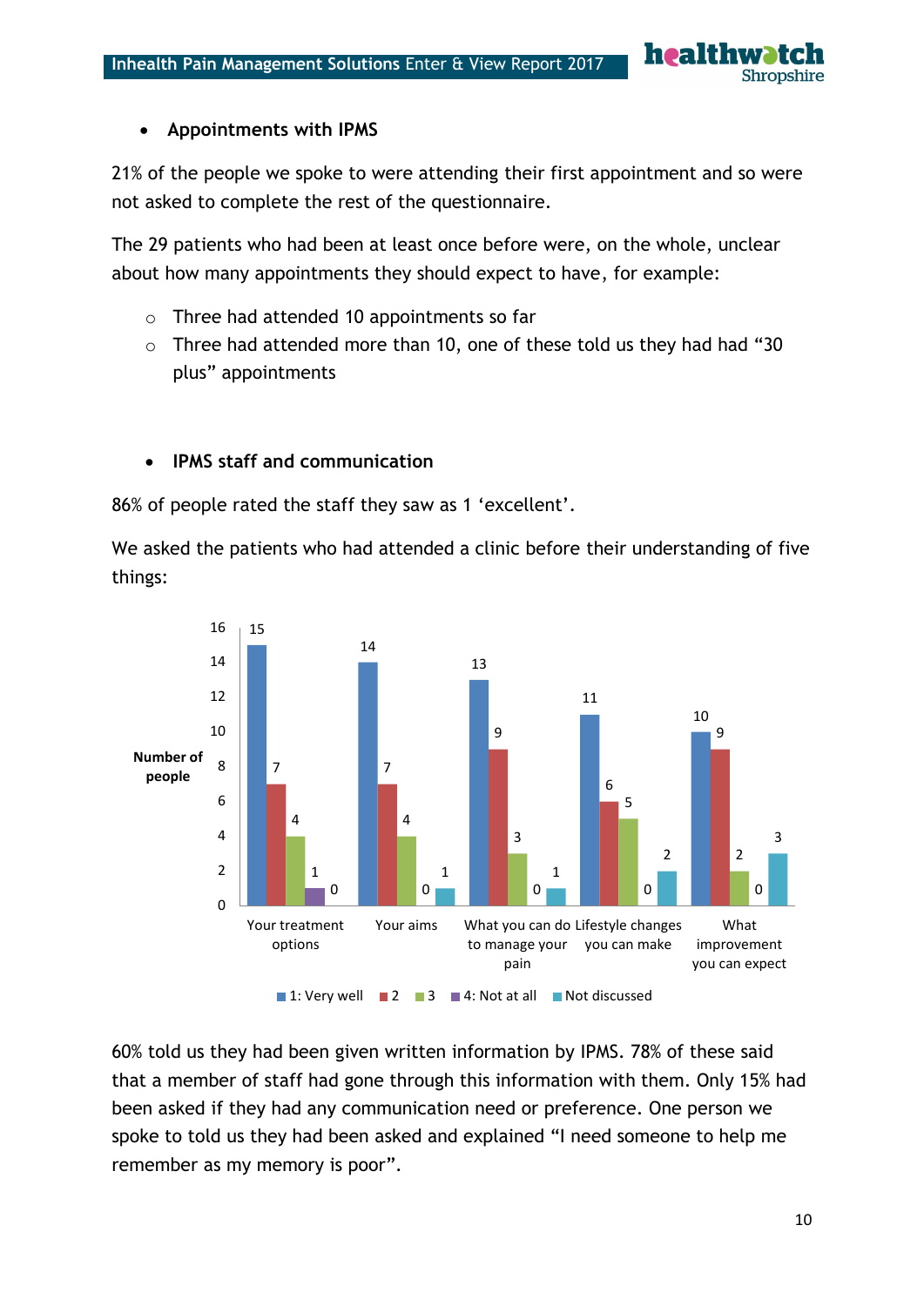- **Appointments with IPMS**

21% of the people we spoke to were attending their first appointment and so were not asked to complete the rest of the questionnaire.

The 29 patients who had been at least once before were, on the whole, unclear about how many appointments they should expect to have, for example:

  - Three had attended 10 appointments so far
  - Three had attended more than 10, one of these told us they had had "30 plus" appointments

- **IPMS staff and communication**

86% of people rated the staff they saw as 1 'excellent'.

We asked the patients who had attended a clinic before their understanding of five things:

| Number of people | 1: Very well | 2 | 3 | 4: Not at all | Not discussed |
|---|---|---|---|---|---|
| Your treatment options | 15 | 7 | 4 | 1 | 0 |
| Your aims | 14 | 7 | 4 | 0 | 1 |
| What you can do to manage your pain | 13 | 9 | 3 | 0 | 1 |
| Lifestyle changes you can make | 11 | 6 | 5 | 0 | 2 |
| What improvement you can expect | 10 | 9 | 2 | 0 | 3 |

60% told us they had been given written information by IPMS. 78% of these said that a member of staff had gone through this information with them. Only 15% had been asked if they had any communication need or preference. One person we spoke to told us they had been asked and explained "I need someone to help me remember as my memory is poor".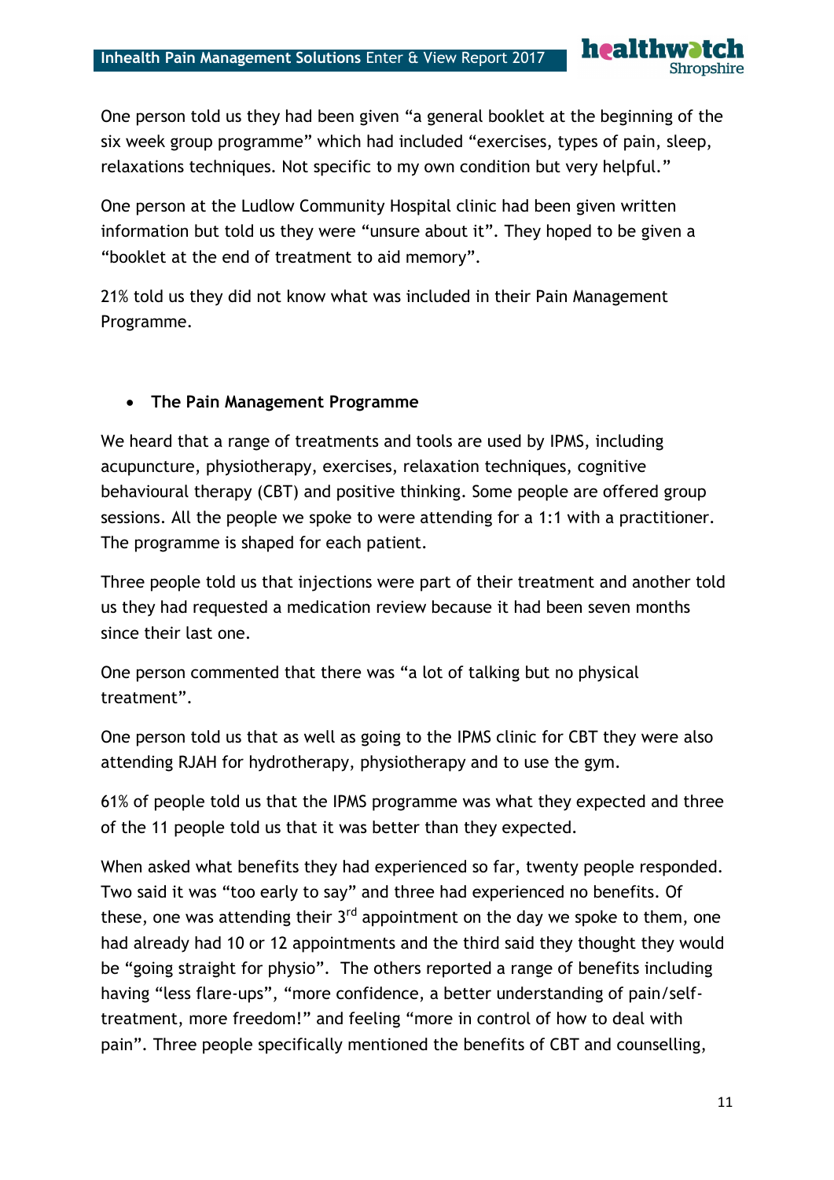One person told us they had been given "a general booklet at the beginning of the six week group programme" which had included "exercises, types of pain, sleep, relaxations techniques. Not specific to my own condition but very helpful."

One person at the Ludlow Community Hospital clinic had been given written information but told us they were "unsure about it". They hoped to be given a "booklet at the end of treatment to aid memory".

21% told us they did not know what was included in their Pain Management Programme.

- **The Pain Management Programme**

We heard that a range of treatments and tools are used by IPMS, including acupuncture, physiotherapy, exercises, relaxation techniques, cognitive behavioural therapy (CBT) and positive thinking. Some people are offered group sessions. All the people we spoke to were attending for a 1:1 with a practitioner. The programme is shaped for each patient.

Three people told us that injections were part of their treatment and another told us they had requested a medication review because it had been seven months since their last one.

One person commented that there was "a lot of talking but no physical treatment".

One person told us that as well as going to the IPMS clinic for CBT they were also attending RJAH for hydrotherapy, physiotherapy and to use the gym.

61% of people told us that the IPMS programme was what they expected and three of the 11 people told us that it was better than they expected.

When asked what benefits they had experienced so far, twenty people responded. Two said it was "too early to say" and three had experienced no benefits. Of these, one was attending their 3rd appointment on the day we spoke to them, one had already had 10 or 12 appointments and the third said they thought they would be "going straight for physio". The others reported a range of benefits including having "less flare-ups", "more confidence, a better understanding of pain/self-treatment, more freedom!" and feeling "more in control of how to deal with pain". Three people specifically mentioned the benefits of CBT and counselling,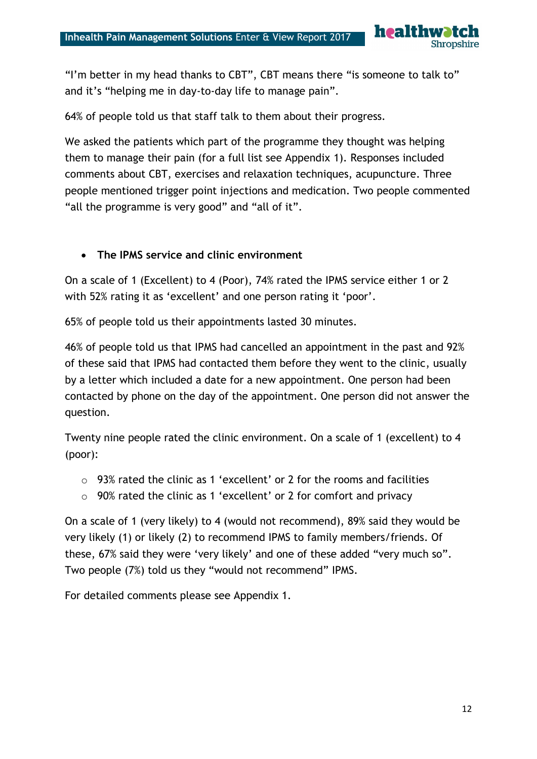"I'm better in my head thanks to CBT", CBT means there "is someone to talk to" and it's "helping me in day-to-day life to manage pain".

64% of people told us that staff talk to them about their progress.

We asked the patients which part of the programme they thought was helping them to manage their pain (for a full list see Appendix 1). Responses included comments about CBT, exercises and relaxation techniques, acupuncture. Three people mentioned trigger point injections and medication. Two people commented "all the programme is very good" and "all of it".

- **The IPMS service and clinic environment**

On a scale of 1 (Excellent) to 4 (Poor), 74% rated the IPMS service either 1 or 2 with 52% rating it as 'excellent' and one person rating it 'poor'.

65% of people told us their appointments lasted 30 minutes.

46% of people told us that IPMS had cancelled an appointment in the past and 92% of these said that IPMS had contacted them before they went to the clinic, usually by a letter which included a date for a new appointment. One person had been contacted by phone on the day of the appointment. One person did not answer the question.

Twenty nine people rated the clinic environment. On a scale of 1 (excellent) to 4 (poor):

- 93% rated the clinic as 1 'excellent' or 2 for the rooms and facilities
- 90% rated the clinic as 1 'excellent' or 2 for comfort and privacy

On a scale of 1 (very likely) to 4 (would not recommend), 89% said they would be very likely (1) or likely (2) to recommend IPMS to family members/friends. Of these, 67% said they were 'very likely' and one of these added "very much so". Two people (7%) told us they "would not recommend" IPMS.

For detailed comments please see Appendix 1.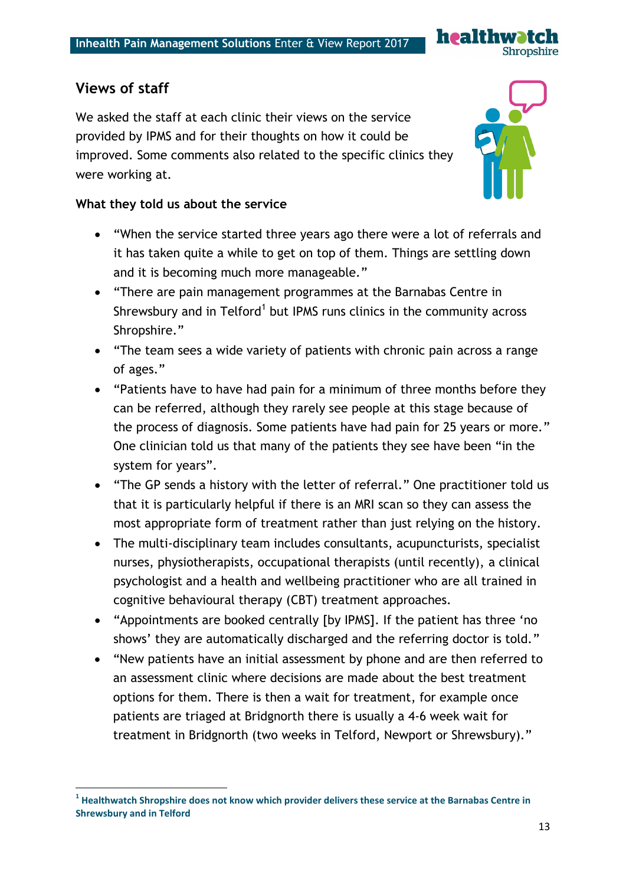## Views of staff

We asked the staff at each clinic their views on the service provided by IPMS and for their thoughts on how it could be improved. Some comments also related to the specific clinics they were working at.

**What they told us about the service**

- "When the service started three years ago there were a lot of referrals and it has taken quite a while to get on top of them. Things are settling down and it is becoming much more manageable."
- "There are pain management programmes at the Barnabas Centre in Shrewsbury and in Telford[1] but IPMS runs clinics in the community across Shropshire."
- "The team sees a wide variety of patients with chronic pain across a range of ages."
- "Patients have to have had pain for a minimum of three months before they can be referred, although they rarely see people at this stage because of the process of diagnosis. Some patients have had pain for 25 years or more." One clinician told us that many of the patients they see have been "in the system for years".
- "The GP sends a history with the letter of referral." One practitioner told us that it is particularly helpful if there is an MRI scan so they can assess the most appropriate form of treatment rather than just relying on the history.
- The multi-disciplinary team includes consultants, acupuncturists, specialist nurses, physiotherapists, occupational therapists (until recently), a clinical psychologist and a health and wellbeing practitioner who are all trained in cognitive behavioural therapy (CBT) treatment approaches.
- "Appointments are booked centrally [by IPMS]. If the patient has three 'no shows' they are automatically discharged and the referring doctor is told."
- "New patients have an initial assessment by phone and are then referred to an assessment clinic where decisions are made about the best treatment options for them. There is then a wait for treatment, for example once patients are triaged at Bridgnorth there is usually a 4-6 week wait for treatment in Bridgnorth (two weeks in Telford, Newport or Shrewsbury)."

---

[1] **Healthwatch Shropshire does not know which provider delivers these service at the Barnabas Centre in Shrewsbury and in Telford**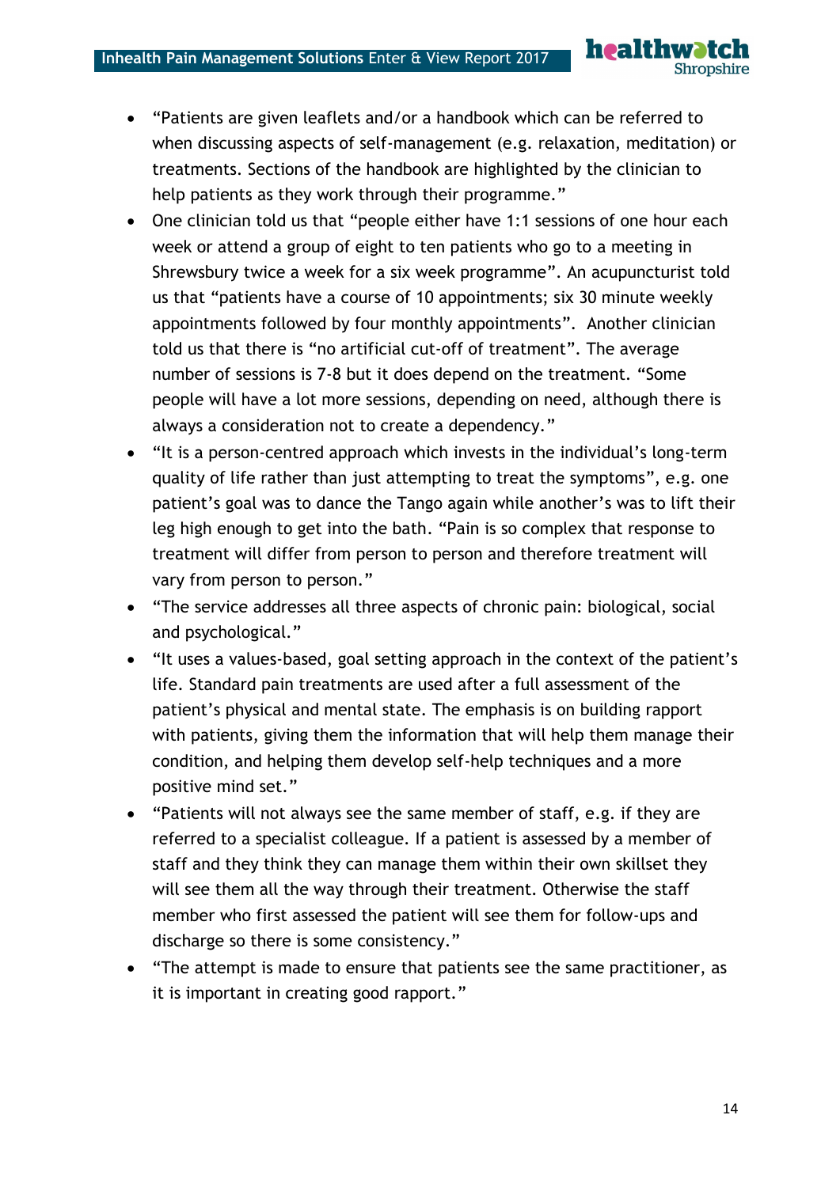- "Patients are given leaflets and/or a handbook which can be referred to when discussing aspects of self-management (e.g. relaxation, meditation) or treatments. Sections of the handbook are highlighted by the clinician to help patients as they work through their programme."
- One clinician told us that "people either have 1:1 sessions of one hour each week or attend a group of eight to ten patients who go to a meeting in Shrewsbury twice a week for a six week programme". An acupuncturist told us that "patients have a course of 10 appointments; six 30 minute weekly appointments followed by four monthly appointments". Another clinician told us that there is "no artificial cut-off of treatment". The average number of sessions is 7-8 but it does depend on the treatment. "Some people will have a lot more sessions, depending on need, although there is always a consideration not to create a dependency."
- "It is a person-centred approach which invests in the individual's long-term quality of life rather than just attempting to treat the symptoms", e.g. one patient's goal was to dance the Tango again while another's was to lift their leg high enough to get into the bath. "Pain is so complex that response to treatment will differ from person to person and therefore treatment will vary from person to person."
- "The service addresses all three aspects of chronic pain: biological, social and psychological."
- "It uses a values-based, goal setting approach in the context of the patient's life. Standard pain treatments are used after a full assessment of the patient's physical and mental state. The emphasis is on building rapport with patients, giving them the information that will help them manage their condition, and helping them develop self-help techniques and a more positive mind set."
- "Patients will not always see the same member of staff, e.g. if they are referred to a specialist colleague. If a patient is assessed by a member of staff and they think they can manage them within their own skillset they will see them all the way through their treatment. Otherwise the staff member who first assessed the patient will see them for follow-ups and discharge so there is some consistency."
- "The attempt is made to ensure that patients see the same practitioner, as it is important in creating good rapport."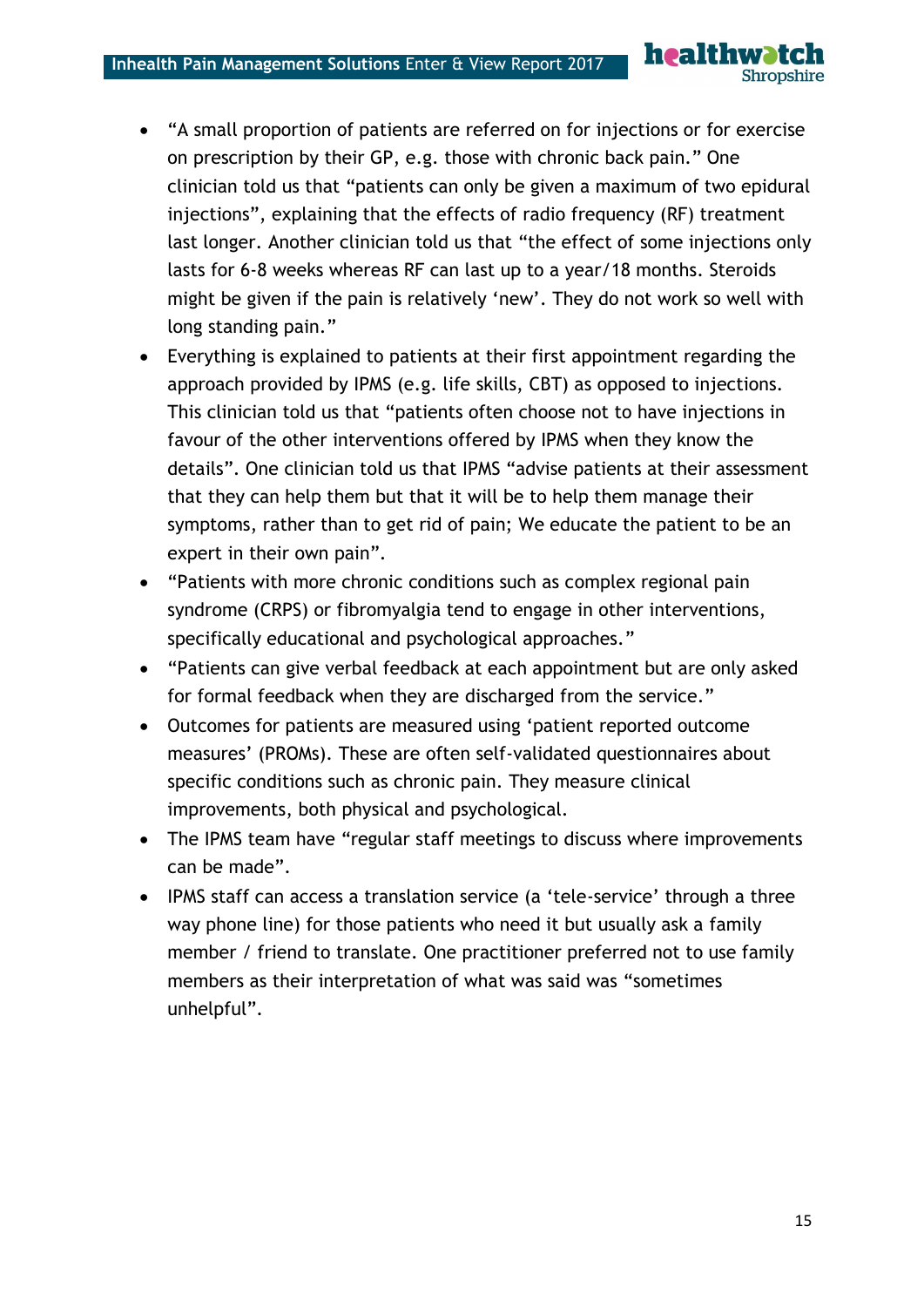- "A small proportion of patients are referred on for injections or for exercise on prescription by their GP, e.g. those with chronic back pain." One clinician told us that "patients can only be given a maximum of two epidural injections", explaining that the effects of radio frequency (RF) treatment last longer. Another clinician told us that "the effect of some injections only lasts for 6-8 weeks whereas RF can last up to a year/18 months. Steroids might be given if the pain is relatively 'new'. They do not work so well with long standing pain."
- Everything is explained to patients at their first appointment regarding the approach provided by IPMS (e.g. life skills, CBT) as opposed to injections. This clinician told us that "patients often choose not to have injections in favour of the other interventions offered by IPMS when they know the details". One clinician told us that IPMS "advise patients at their assessment that they can help them but that it will be to help them manage their symptoms, rather than to get rid of pain; We educate the patient to be an expert in their own pain".
- "Patients with more chronic conditions such as complex regional pain syndrome (CRPS) or fibromyalgia tend to engage in other interventions, specifically educational and psychological approaches."
- "Patients can give verbal feedback at each appointment but are only asked for formal feedback when they are discharged from the service."
- Outcomes for patients are measured using 'patient reported outcome measures' (PROMs). These are often self-validated questionnaires about specific conditions such as chronic pain. They measure clinical improvements, both physical and psychological.
- The IPMS team have "regular staff meetings to discuss where improvements can be made".
- IPMS staff can access a translation service (a 'tele-service' through a three way phone line) for those patients who need it but usually ask a family member / friend to translate. One practitioner preferred not to use family members as their interpretation of what was said was "sometimes unhelpful".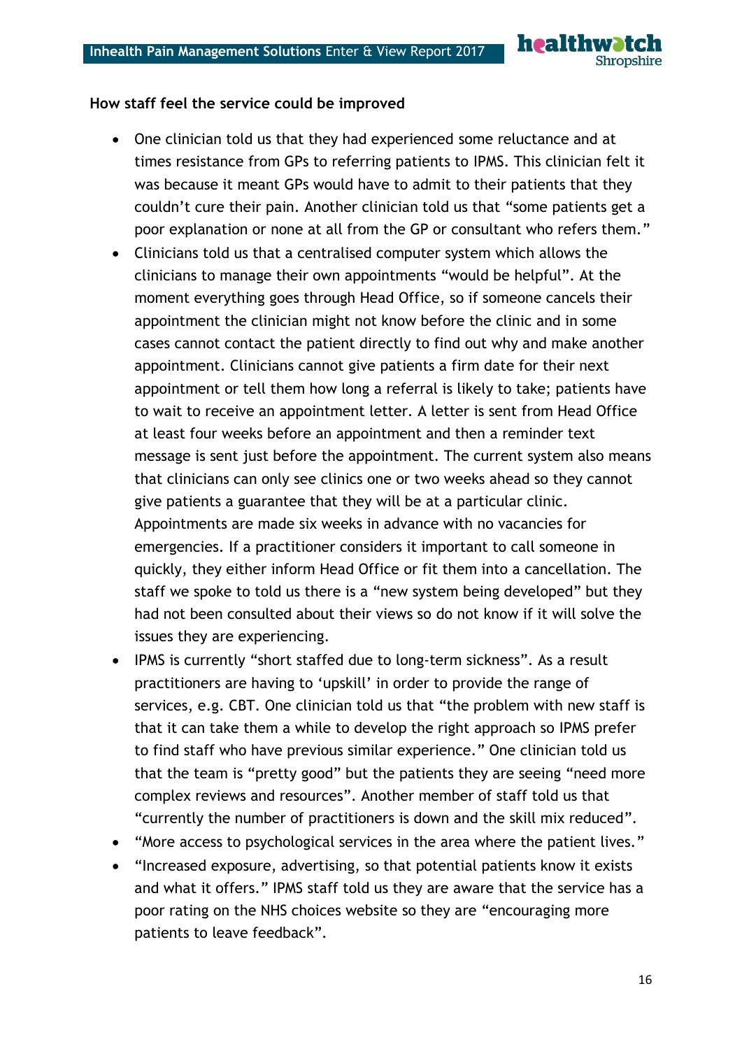**How staff feel the service could be improved**

- One clinician told us that they had experienced some reluctance and at times resistance from GPs to referring patients to IPMS. This clinician felt it was because it meant GPs would have to admit to their patients that they couldn't cure their pain. Another clinician told us that "some patients get a poor explanation or none at all from the GP or consultant who refers them."
- Clinicians told us that a centralised computer system which allows the clinicians to manage their own appointments "would be helpful". At the moment everything goes through Head Office, so if someone cancels their appointment the clinician might not know before the clinic and in some cases cannot contact the patient directly to find out why and make another appointment. Clinicians cannot give patients a firm date for their next appointment or tell them how long a referral is likely to take; patients have to wait to receive an appointment letter. A letter is sent from Head Office at least four weeks before an appointment and then a reminder text message is sent just before the appointment. The current system also means that clinicians can only see clinics one or two weeks ahead so they cannot give patients a guarantee that they will be at a particular clinic. Appointments are made six weeks in advance with no vacancies for emergencies. If a practitioner considers it important to call someone in quickly, they either inform Head Office or fit them into a cancellation. The staff we spoke to told us there is a "new system being developed" but they had not been consulted about their views so do not know if it will solve the issues they are experiencing.
- IPMS is currently "short staffed due to long-term sickness". As a result practitioners are having to 'upskill' in order to provide the range of services, e.g. CBT. One clinician told us that "the problem with new staff is that it can take them a while to develop the right approach so IPMS prefer to find staff who have previous similar experience." One clinician told us that the team is "pretty good" but the patients they are seeing "need more complex reviews and resources". Another member of staff told us that "currently the number of practitioners is down and the skill mix reduced".
- "More access to psychological services in the area where the patient lives."
- "Increased exposure, advertising, so that potential patients know it exists and what it offers." IPMS staff told us they are aware that the service has a poor rating on the NHS choices website so they are "encouraging more patients to leave feedback".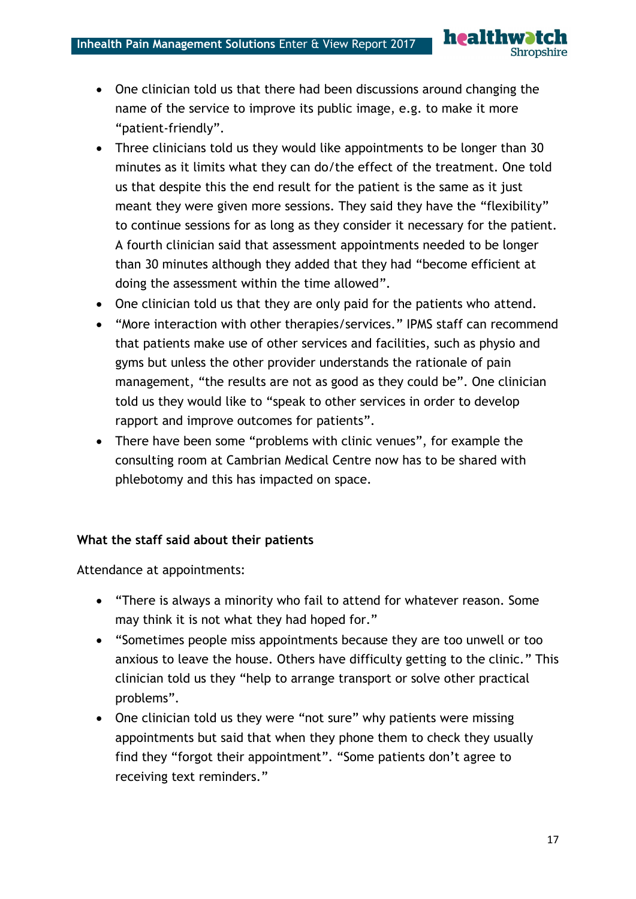- One clinician told us that there had been discussions around changing the name of the service to improve its public image, e.g. to make it more "patient-friendly".
- Three clinicians told us they would like appointments to be longer than 30 minutes as it limits what they can do/the effect of the treatment. One told us that despite this the end result for the patient is the same as it just meant they were given more sessions. They said they have the "flexibility" to continue sessions for as long as they consider it necessary for the patient. A fourth clinician said that assessment appointments needed to be longer than 30 minutes although they added that they had "become efficient at doing the assessment within the time allowed".
- One clinician told us that they are only paid for the patients who attend.
- "More interaction with other therapies/services." IPMS staff can recommend that patients make use of other services and facilities, such as physio and gyms but unless the other provider understands the rationale of pain management, "the results are not as good as they could be". One clinician told us they would like to "speak to other services in order to develop rapport and improve outcomes for patients".
- There have been some "problems with clinic venues", for example the consulting room at Cambrian Medical Centre now has to be shared with phlebotomy and this has impacted on space.

**What the staff said about their patients**

Attendance at appointments:

- "There is always a minority who fail to attend for whatever reason. Some may think it is not what they had hoped for."
- "Sometimes people miss appointments because they are too unwell or too anxious to leave the house. Others have difficulty getting to the clinic." This clinician told us they "help to arrange transport or solve other practical problems".
- One clinician told us they were "not sure" why patients were missing appointments but said that when they phone them to check they usually find they "forgot their appointment". "Some patients don't agree to receiving text reminders."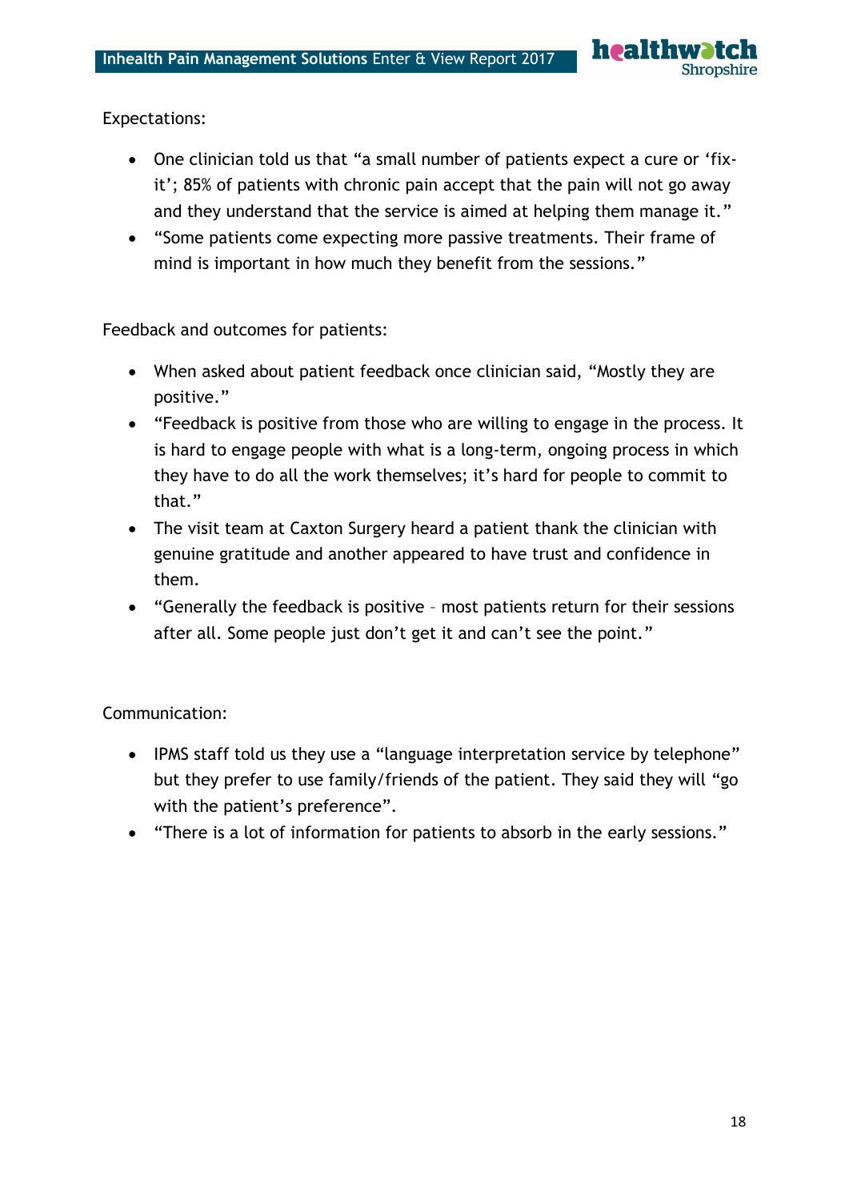Expectations:

- One clinician told us that "a small number of patients expect a cure or 'fix-it'; 85% of patients with chronic pain accept that the pain will not go away and they understand that the service is aimed at helping them manage it."
- "Some patients come expecting more passive treatments. Their frame of mind is important in how much they benefit from the sessions."

Feedback and outcomes for patients:

- When asked about patient feedback once clinician said, "Mostly they are positive."
- "Feedback is positive from those who are willing to engage in the process. It is hard to engage people with what is a long-term, ongoing process in which they have to do all the work themselves; it's hard for people to commit to that."
- The visit team at Caxton Surgery heard a patient thank the clinician with genuine gratitude and another appeared to have trust and confidence in them.
- "Generally the feedback is positive – most patients return for their sessions after all. Some people just don't get it and can't see the point."

Communication:

- IPMS staff told us they use a "language interpretation service by telephone" but they prefer to use family/friends of the patient. They said they will "go with the patient's preference".
- "There is a lot of information for patients to absorb in the early sessions."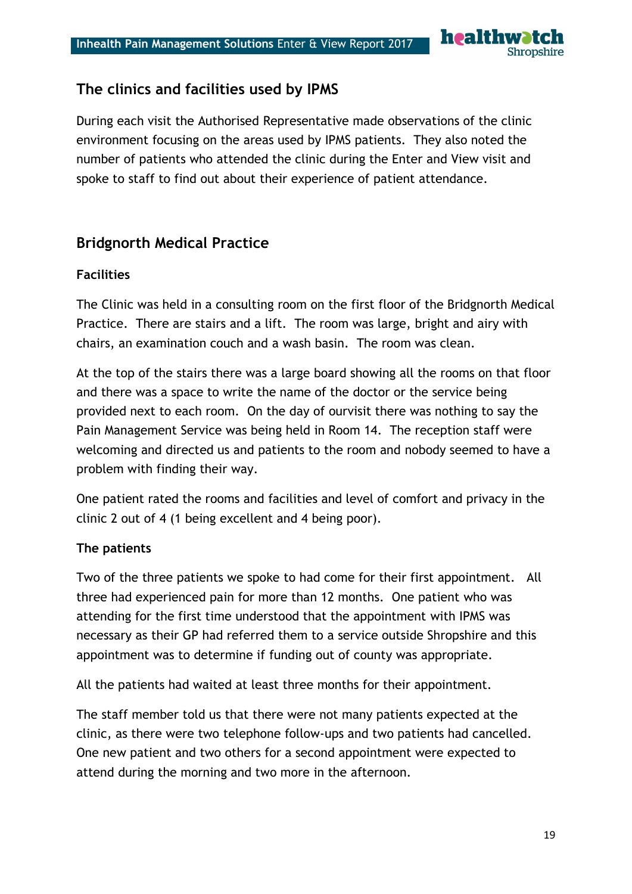## The clinics and facilities used by IPMS

During each visit the Authorised Representative made observations of the clinic environment focusing on the areas used by IPMS patients. They also noted the number of patients who attended the clinic during the Enter and View visit and spoke to staff to find out about their experience of patient attendance.

## Bridgnorth Medical Practice

### Facilities

The Clinic was held in a consulting room on the first floor of the Bridgnorth Medical Practice. There are stairs and a lift. The room was large, bright and airy with chairs, an examination couch and a wash basin. The room was clean.

At the top of the stairs there was a large board showing all the rooms on that floor and there was a space to write the name of the doctor or the service being provided next to each room. On the day of ourvisit there was nothing to say the Pain Management Service was being held in Room 14. The reception staff were welcoming and directed us and patients to the room and nobody seemed to have a problem with finding their way.

One patient rated the rooms and facilities and level of comfort and privacy in the clinic 2 out of 4 (1 being excellent and 4 being poor).

### The patients

Two of the three patients we spoke to had come for their first appointment. All three had experienced pain for more than 12 months. One patient who was attending for the first time understood that the appointment with IPMS was necessary as their GP had referred them to a service outside Shropshire and this appointment was to determine if funding out of county was appropriate.

All the patients had waited at least three months for their appointment.

The staff member told us that there were not many patients expected at the clinic, as there were two telephone follow-ups and two patients had cancelled. One new patient and two others for a second appointment were expected to attend during the morning and two more in the afternoon.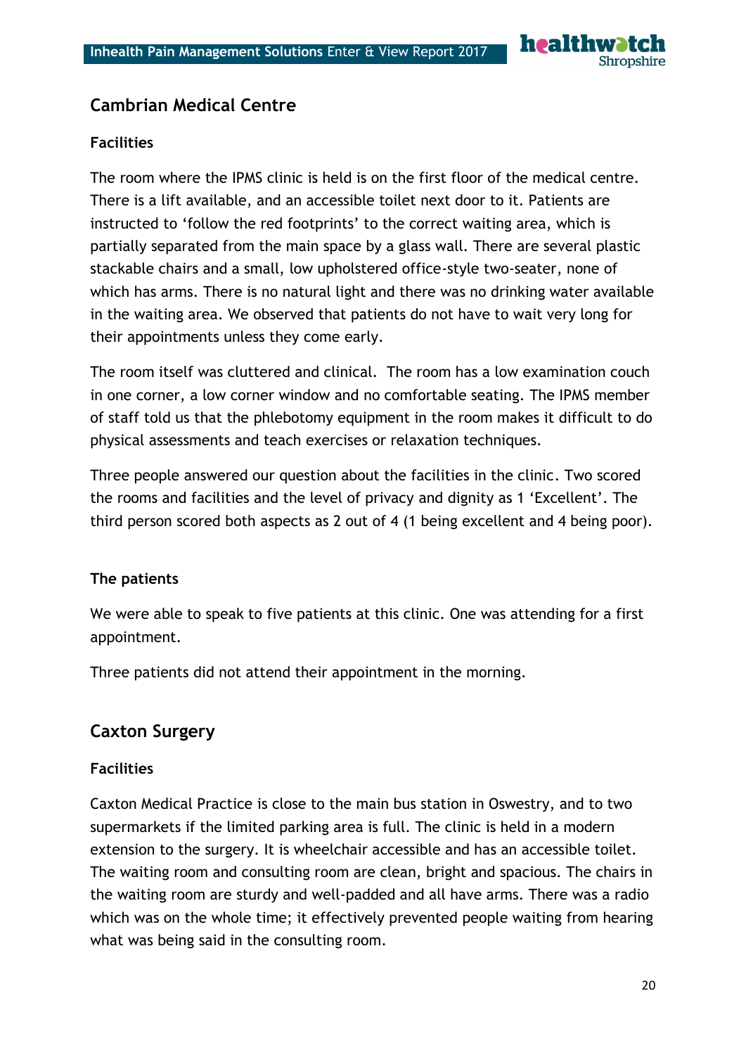## Cambrian Medical Centre

### Facilities

The room where the IPMS clinic is held is on the first floor of the medical centre. There is a lift available, and an accessible toilet next door to it. Patients are instructed to 'follow the red footprints' to the correct waiting area, which is partially separated from the main space by a glass wall. There are several plastic stackable chairs and a small, low upholstered office-style two-seater, none of which has arms. There is no natural light and there was no drinking water available in the waiting area. We observed that patients do not have to wait very long for their appointments unless they come early.

The room itself was cluttered and clinical. The room has a low examination couch in one corner, a low corner window and no comfortable seating. The IPMS member of staff told us that the phlebotomy equipment in the room makes it difficult to do physical assessments and teach exercises or relaxation techniques.

Three people answered our question about the facilities in the clinic. Two scored the rooms and facilities and the level of privacy and dignity as 1 'Excellent'. The third person scored both aspects as 2 out of 4 (1 being excellent and 4 being poor).

### The patients

We were able to speak to five patients at this clinic. One was attending for a first appointment.

Three patients did not attend their appointment in the morning.

## Caxton Surgery

### Facilities

Caxton Medical Practice is close to the main bus station in Oswestry, and to two supermarkets if the limited parking area is full. The clinic is held in a modern extension to the surgery. It is wheelchair accessible and has an accessible toilet. The waiting room and consulting room are clean, bright and spacious. The chairs in the waiting room are sturdy and well-padded and all have arms. There was a radio which was on the whole time; it effectively prevented people waiting from hearing what was being said in the consulting room.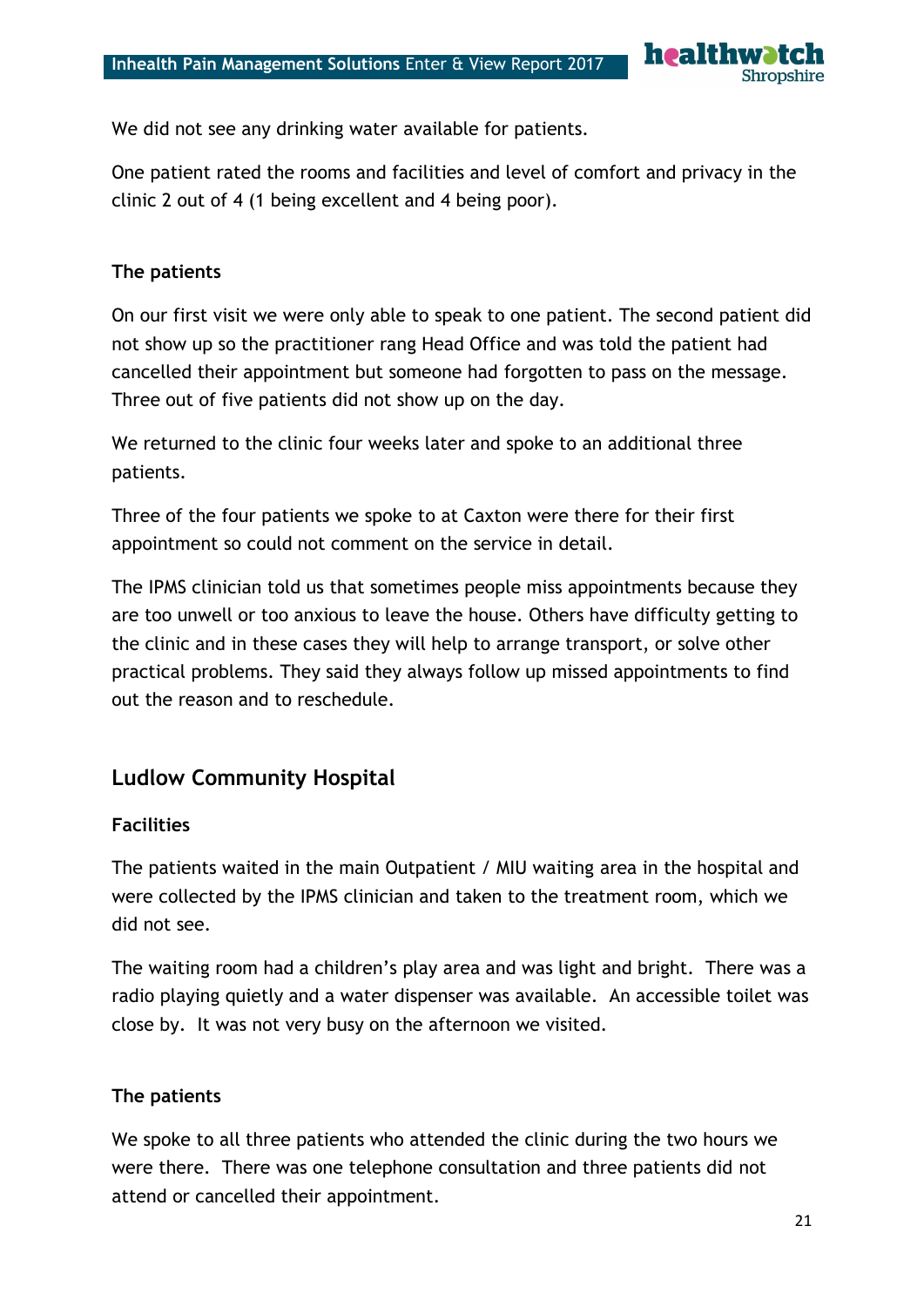We did not see any drinking water available for patients.

One patient rated the rooms and facilities and level of comfort and privacy in the clinic 2 out of 4 (1 being excellent and 4 being poor).

**The patients**

On our first visit we were only able to speak to one patient. The second patient did not show up so the practitioner rang Head Office and was told the patient had cancelled their appointment but someone had forgotten to pass on the message. Three out of five patients did not show up on the day.

We returned to the clinic four weeks later and spoke to an additional three patients.

Three of the four patients we spoke to at Caxton were there for their first appointment so could not comment on the service in detail.

The IPMS clinician told us that sometimes people miss appointments because they are too unwell or too anxious to leave the house. Others have difficulty getting to the clinic and in these cases they will help to arrange transport, or solve other practical problems. They said they always follow up missed appointments to find out the reason and to reschedule.

## Ludlow Community Hospital

**Facilities**

The patients waited in the main Outpatient / MIU waiting area in the hospital and were collected by the IPMS clinician and taken to the treatment room, which we did not see.

The waiting room had a children's play area and was light and bright. There was a radio playing quietly and a water dispenser was available. An accessible toilet was close by. It was not very busy on the afternoon we visited.

**The patients**

We spoke to all three patients who attended the clinic during the two hours we were there. There was one telephone consultation and three patients did not attend or cancelled their appointment.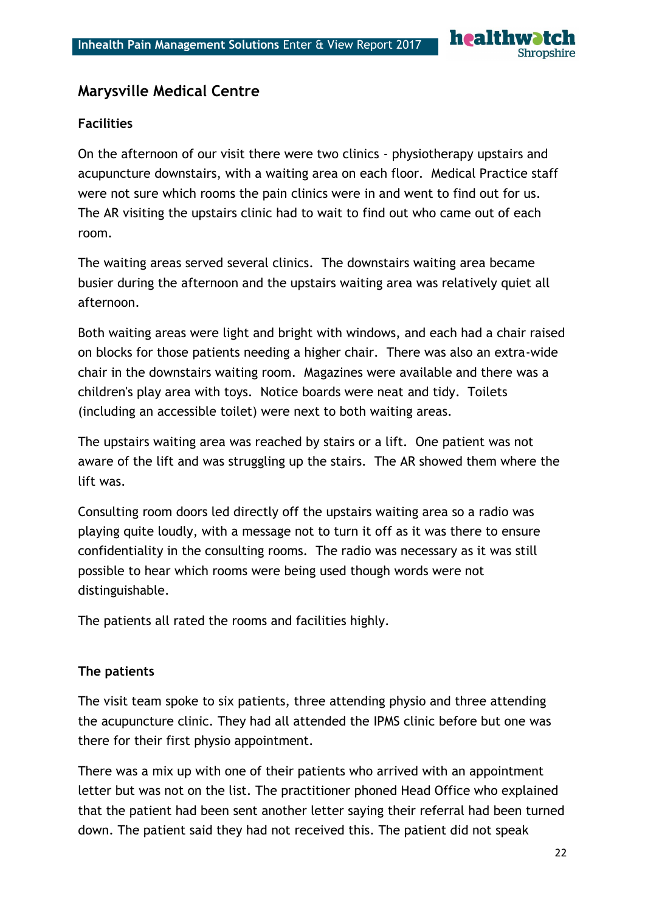## Marysville Medical Centre

### Facilities

On the afternoon of our visit there were two clinics - physiotherapy upstairs and acupuncture downstairs, with a waiting area on each floor. Medical Practice staff were not sure which rooms the pain clinics were in and went to find out for us. The AR visiting the upstairs clinic had to wait to find out who came out of each room.

The waiting areas served several clinics. The downstairs waiting area became busier during the afternoon and the upstairs waiting area was relatively quiet all afternoon.

Both waiting areas were light and bright with windows, and each had a chair raised on blocks for those patients needing a higher chair. There was also an extra-wide chair in the downstairs waiting room. Magazines were available and there was a children's play area with toys. Notice boards were neat and tidy. Toilets (including an accessible toilet) were next to both waiting areas.

The upstairs waiting area was reached by stairs or a lift. One patient was not aware of the lift and was struggling up the stairs. The AR showed them where the lift was.

Consulting room doors led directly off the upstairs waiting area so a radio was playing quite loudly, with a message not to turn it off as it was there to ensure confidentiality in the consulting rooms. The radio was necessary as it was still possible to hear which rooms were being used though words were not distinguishable.

The patients all rated the rooms and facilities highly.

### The patients

The visit team spoke to six patients, three attending physio and three attending the acupuncture clinic. They had all attended the IPMS clinic before but one was there for their first physio appointment.

There was a mix up with one of their patients who arrived with an appointment letter but was not on the list. The practitioner phoned Head Office who explained that the patient had been sent another letter saying their referral had been turned down. The patient said they had not received this. The patient did not speak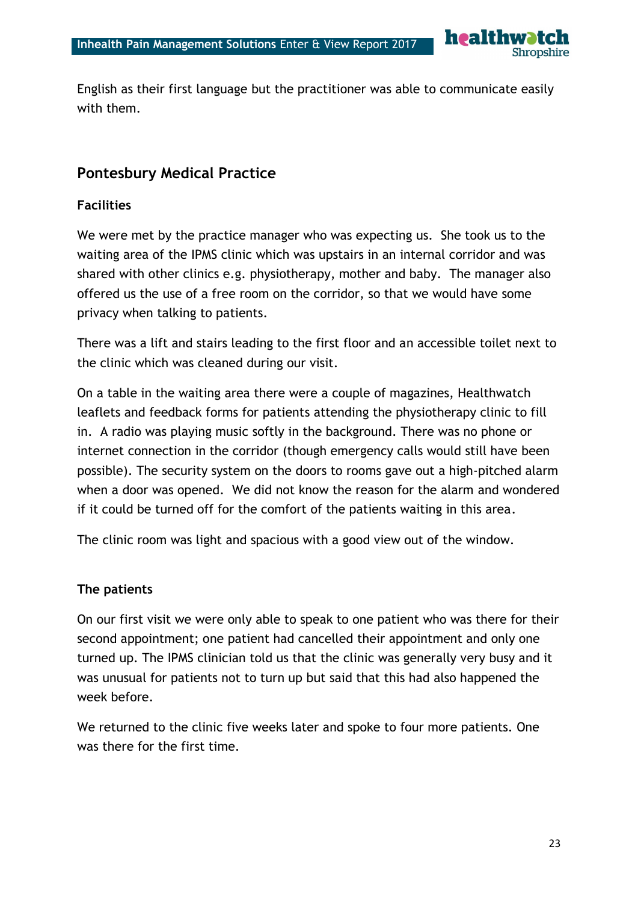English as their first language but the practitioner was able to communicate easily with them.

## Pontesbury Medical Practice

### Facilities

We were met by the practice manager who was expecting us. She took us to the waiting area of the IPMS clinic which was upstairs in an internal corridor and was shared with other clinics e.g. physiotherapy, mother and baby. The manager also offered us the use of a free room on the corridor, so that we would have some privacy when talking to patients.

There was a lift and stairs leading to the first floor and an accessible toilet next to the clinic which was cleaned during our visit.

On a table in the waiting area there were a couple of magazines, Healthwatch leaflets and feedback forms for patients attending the physiotherapy clinic to fill in. A radio was playing music softly in the background. There was no phone or internet connection in the corridor (though emergency calls would still have been possible). The security system on the doors to rooms gave out a high-pitched alarm when a door was opened. We did not know the reason for the alarm and wondered if it could be turned off for the comfort of the patients waiting in this area.

The clinic room was light and spacious with a good view out of the window.

### The patients

On our first visit we were only able to speak to one patient who was there for their second appointment; one patient had cancelled their appointment and only one turned up. The IPMS clinician told us that the clinic was generally very busy and it was unusual for patients not to turn up but said that this had also happened the week before.

We returned to the clinic five weeks later and spoke to four more patients. One was there for the first time.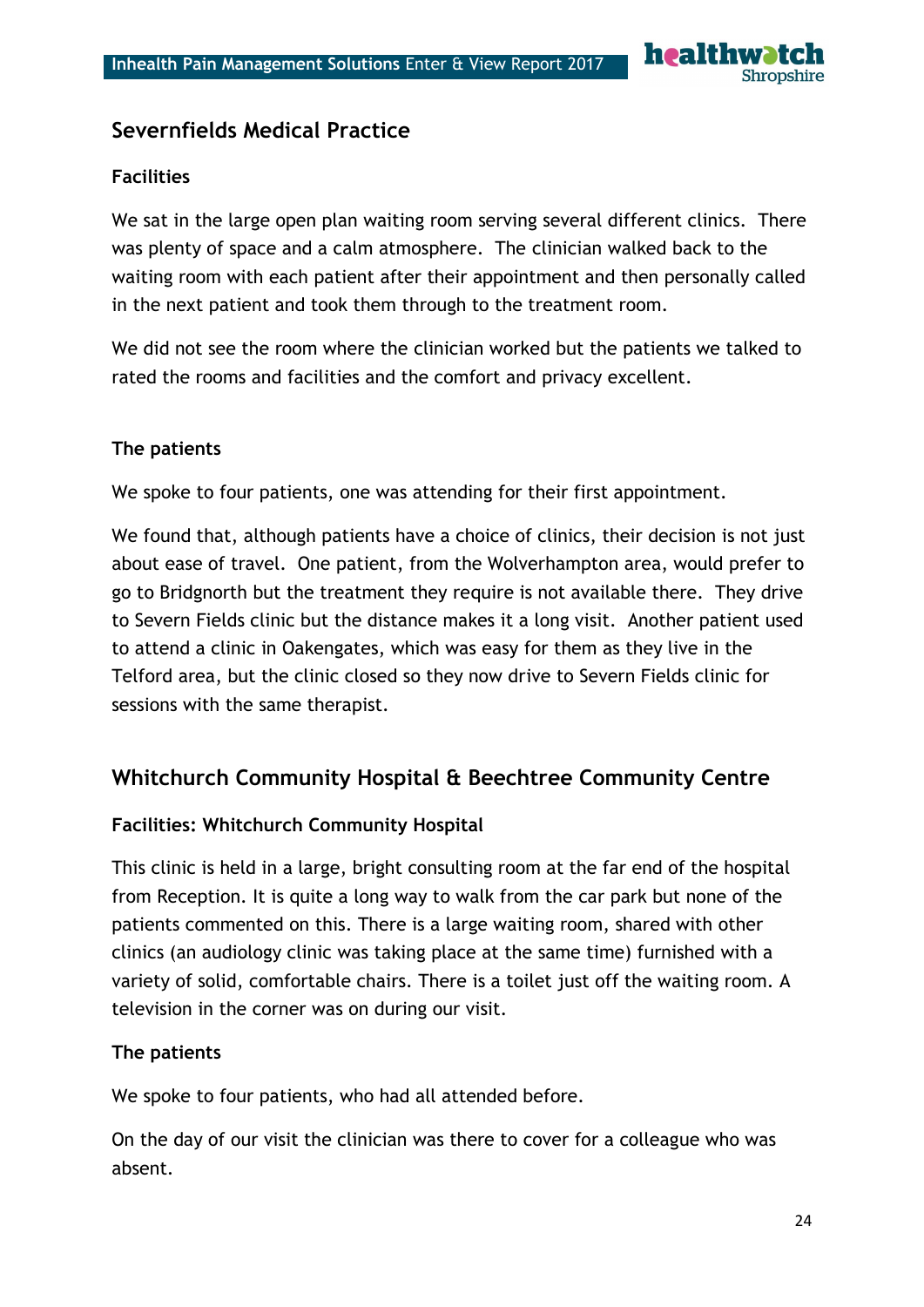## Severnfields Medical Practice

### Facilities

We sat in the large open plan waiting room serving several different clinics. There was plenty of space and a calm atmosphere. The clinician walked back to the waiting room with each patient after their appointment and then personally called in the next patient and took them through to the treatment room.

We did not see the room where the clinician worked but the patients we talked to rated the rooms and facilities and the comfort and privacy excellent.

### The patients

We spoke to four patients, one was attending for their first appointment.

We found that, although patients have a choice of clinics, their decision is not just about ease of travel. One patient, from the Wolverhampton area, would prefer to go to Bridgnorth but the treatment they require is not available there. They drive to Severn Fields clinic but the distance makes it a long visit. Another patient used to attend a clinic in Oakengates, which was easy for them as they live in the Telford area, but the clinic closed so they now drive to Severn Fields clinic for sessions with the same therapist.

## Whitchurch Community Hospital & Beechtree Community Centre

### Facilities: Whitchurch Community Hospital

This clinic is held in a large, bright consulting room at the far end of the hospital from Reception. It is quite a long way to walk from the car park but none of the patients commented on this. There is a large waiting room, shared with other clinics (an audiology clinic was taking place at the same time) furnished with a variety of solid, comfortable chairs. There is a toilet just off the waiting room. A television in the corner was on during our visit.

### The patients

We spoke to four patients, who had all attended before.

On the day of our visit the clinician was there to cover for a colleague who was absent.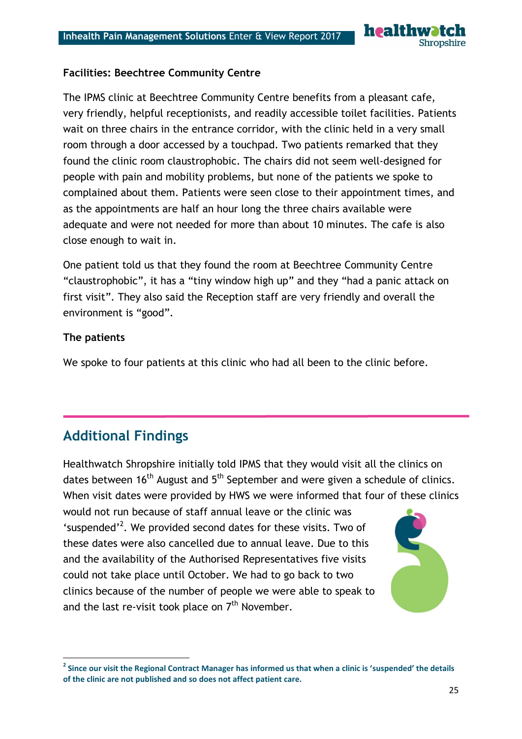**Facilities: Beechtree Community Centre**

The IPMS clinic at Beechtree Community Centre benefits from a pleasant cafe, very friendly, helpful receptionists, and readily accessible toilet facilities. Patients wait on three chairs in the entrance corridor, with the clinic held in a very small room through a door accessed by a touchpad. Two patients remarked that they found the clinic room claustrophobic. The chairs did not seem well-designed for people with pain and mobility problems, but none of the patients we spoke to complained about them. Patients were seen close to their appointment times, and as the appointments are half an hour long the three chairs available were adequate and were not needed for more than about 10 minutes. The cafe is also close enough to wait in.

One patient told us that they found the room at Beechtree Community Centre "claustrophobic", it has a "tiny window high up" and they "had a panic attack on first visit". They also said the Reception staff are very friendly and overall the environment is "good".

**The patients**

We spoke to four patients at this clinic who had all been to the clinic before.

## Additional Findings

Healthwatch Shropshire initially told IPMS that they would visit all the clinics on dates between 16th August and 5th September and were given a schedule of clinics. When visit dates were provided by HWS we were informed that four of these clinics would not run because of staff annual leave or the clinic was 'suspended'[2]. We provided second dates for these visits. Two of these dates were also cancelled due to annual leave. Due to this and the availability of the Authorised Representatives five visits could not take place until October. We had to go back to two clinics because of the number of people we were able to speak to and the last re-visit took place on 7th November.

[2] Since our visit the Regional Contract Manager has informed us that when a clinic is 'suspended' the details of the clinic are not published and so does not affect patient care.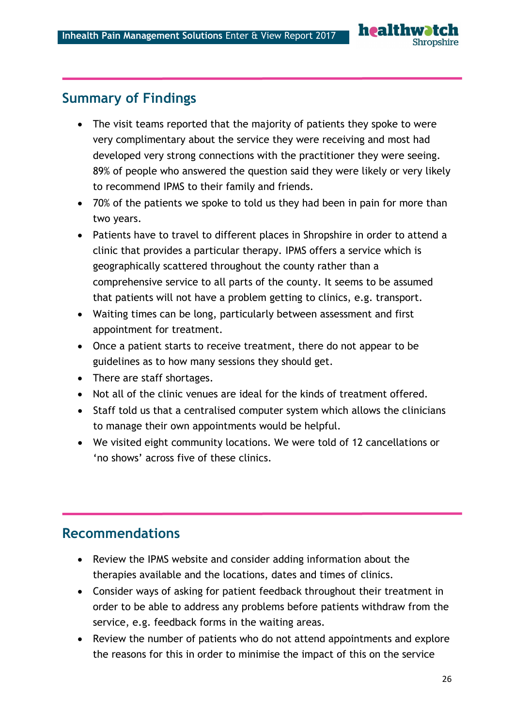## Summary of Findings

- The visit teams reported that the majority of patients they spoke to were very complimentary about the service they were receiving and most had developed very strong connections with the practitioner they were seeing. 89% of people who answered the question said they were likely or very likely to recommend IPMS to their family and friends.
- 70% of the patients we spoke to told us they had been in pain for more than two years.
- Patients have to travel to different places in Shropshire in order to attend a clinic that provides a particular therapy. IPMS offers a service which is geographically scattered throughout the county rather than a comprehensive service to all parts of the county. It seems to be assumed that patients will not have a problem getting to clinics, e.g. transport.
- Waiting times can be long, particularly between assessment and first appointment for treatment.
- Once a patient starts to receive treatment, there do not appear to be guidelines as to how many sessions they should get.
- There are staff shortages.
- Not all of the clinic venues are ideal for the kinds of treatment offered.
- Staff told us that a centralised computer system which allows the clinicians to manage their own appointments would be helpful.
- We visited eight community locations. We were told of 12 cancellations or 'no shows' across five of these clinics.

## Recommendations

- Review the IPMS website and consider adding information about the therapies available and the locations, dates and times of clinics.
- Consider ways of asking for patient feedback throughout their treatment in order to be able to address any problems before patients withdraw from the service, e.g. feedback forms in the waiting areas.
- Review the number of patients who do not attend appointments and explore the reasons for this in order to minimise the impact of this on the service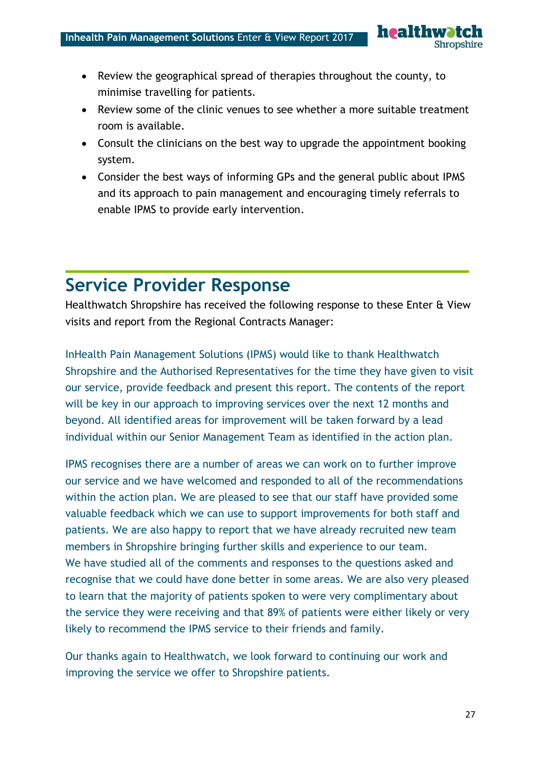- Review the geographical spread of therapies throughout the county, to minimise travelling for patients.
- Review some of the clinic venues to see whether a more suitable treatment room is available.
- Consult the clinicians on the best way to upgrade the appointment booking system.
- Consider the best ways of informing GPs and the general public about IPMS and its approach to pain management and encouraging timely referrals to enable IPMS to provide early intervention.

# Service Provider Response

Healthwatch Shropshire has received the following response to these Enter & View visits and report from the Regional Contracts Manager:

InHealth Pain Management Solutions (IPMS) would like to thank Healthwatch Shropshire and the Authorised Representatives for the time they have given to visit our service, provide feedback and present this report. The contents of the report will be key in our approach to improving services over the next 12 months and beyond. All identified areas for improvement will be taken forward by a lead individual within our Senior Management Team as identified in the action plan.

IPMS recognises there are a number of areas we can work on to further improve our service and we have welcomed and responded to all of the recommendations within the action plan. We are pleased to see that our staff have provided some valuable feedback which we can use to support improvements for both staff and patients. We are also happy to report that we have already recruited new team members in Shropshire bringing further skills and experience to our team. We have studied all of the comments and responses to the questions asked and recognise that we could have done better in some areas. We are also very pleased to learn that the majority of patients spoken to were very complimentary about the service they were receiving and that 89% of patients were either likely or very likely to recommend the IPMS service to their friends and family.

Our thanks again to Healthwatch, we look forward to continuing our work and improving the service we offer to Shropshire patients.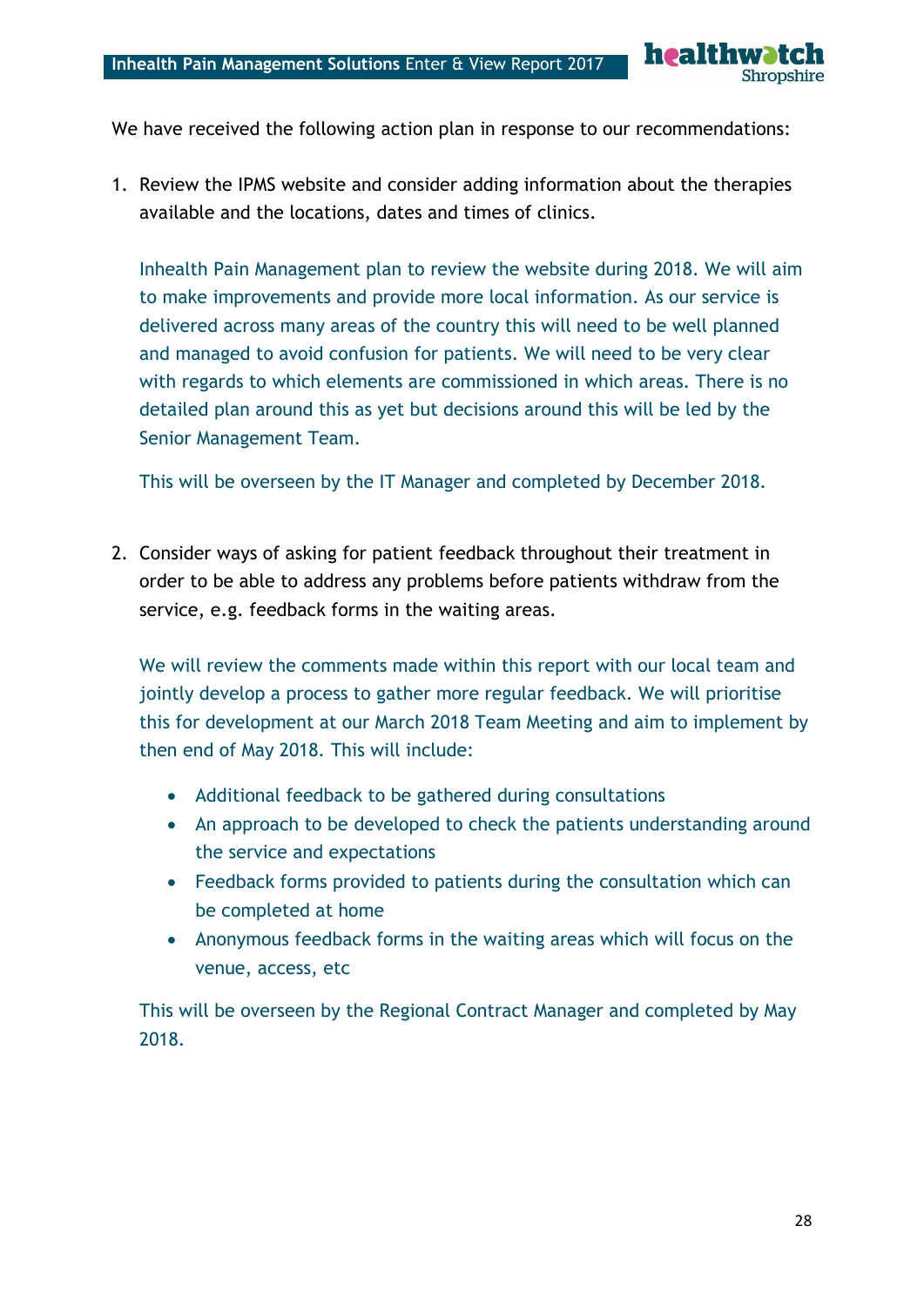We have received the following action plan in response to our recommendations:

1. Review the IPMS website and consider adding information about the therapies available and the locations, dates and times of clinics.

   Inhealth Pain Management plan to review the website during 2018. We will aim to make improvements and provide more local information. As our service is delivered across many areas of the country this will need to be well planned and managed to avoid confusion for patients. We will need to be very clear with regards to which elements are commissioned in which areas. There is no detailed plan around this as yet but decisions around this will be led by the Senior Management Team.

   This will be overseen by the IT Manager and completed by December 2018.

2. Consider ways of asking for patient feedback throughout their treatment in order to be able to address any problems before patients withdraw from the service, e.g. feedback forms in the waiting areas.

   We will review the comments made within this report with our local team and jointly develop a process to gather more regular feedback. We will prioritise this for development at our March 2018 Team Meeting and aim to implement by then end of May 2018. This will include:

   - Additional feedback to be gathered during consultations
   - An approach to be developed to check the patients understanding around the service and expectations
   - Feedback forms provided to patients during the consultation which can be completed at home
   - Anonymous feedback forms in the waiting areas which will focus on the venue, access, etc

   This will be overseen by the Regional Contract Manager and completed by May 2018.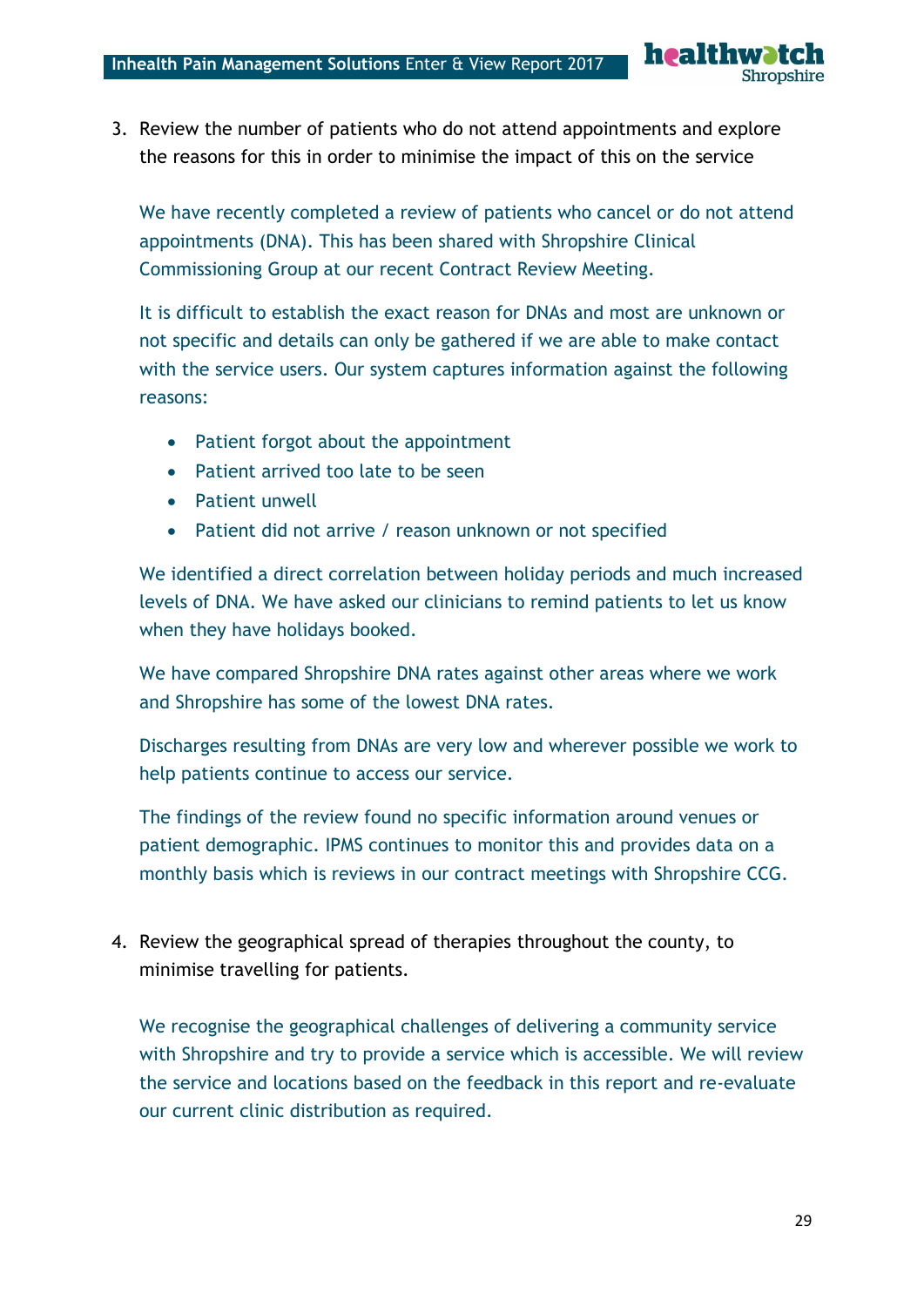3. Review the number of patients who do not attend appointments and explore the reasons for this in order to minimise the impact of this on the service

   We have recently completed a review of patients who cancel or do not attend appointments (DNA). This has been shared with Shropshire Clinical Commissioning Group at our recent Contract Review Meeting.

   It is difficult to establish the exact reason for DNAs and most are unknown or not specific and details can only be gathered if we are able to make contact with the service users. Our system captures information against the following reasons:

   - Patient forgot about the appointment
   - Patient arrived too late to be seen
   - Patient unwell
   - Patient did not arrive / reason unknown or not specified

   We identified a direct correlation between holiday periods and much increased levels of DNA. We have asked our clinicians to remind patients to let us know when they have holidays booked.

   We have compared Shropshire DNA rates against other areas where we work and Shropshire has some of the lowest DNA rates.

   Discharges resulting from DNAs are very low and wherever possible we work to help patients continue to access our service.

   The findings of the review found no specific information around venues or patient demographic. IPMS continues to monitor this and provides data on a monthly basis which is reviews in our contract meetings with Shropshire CCG.

4. Review the geographical spread of therapies throughout the county, to minimise travelling for patients.

   We recognise the geographical challenges of delivering a community service with Shropshire and try to provide a service which is accessible. We will review the service and locations based on the feedback in this report and re-evaluate our current clinic distribution as required.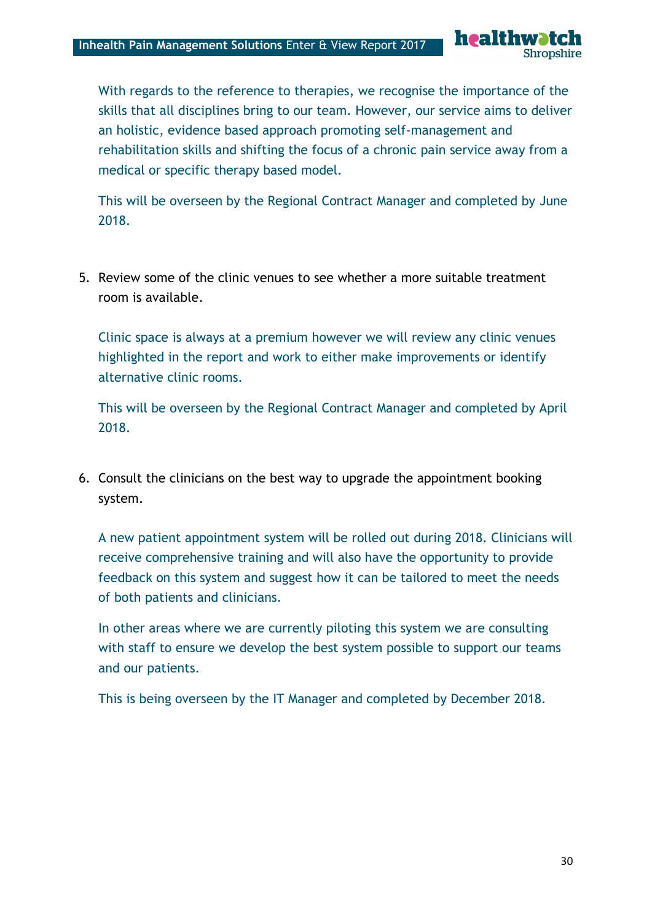With regards to the reference to therapies, we recognise the importance of the skills that all disciplines bring to our team. However, our service aims to deliver an holistic, evidence based approach promoting self-management and rehabilitation skills and shifting the focus of a chronic pain service away from a medical or specific therapy based model.

This will be overseen by the Regional Contract Manager and completed by June 2018.

5. Review some of the clinic venues to see whether a more suitable treatment room is available.

   Clinic space is always at a premium however we will review any clinic venues highlighted in the report and work to either make improvements or identify alternative clinic rooms.

   This will be overseen by the Regional Contract Manager and completed by April 2018.

6. Consult the clinicians on the best way to upgrade the appointment booking system.

   A new patient appointment system will be rolled out during 2018. Clinicians will receive comprehensive training and will also have the opportunity to provide feedback on this system and suggest how it can be tailored to meet the needs of both patients and clinicians.

   In other areas where we are currently piloting this system we are consulting with staff to ensure we develop the best system possible to support our teams and our patients.

   This is being overseen by the IT Manager and completed by December 2018.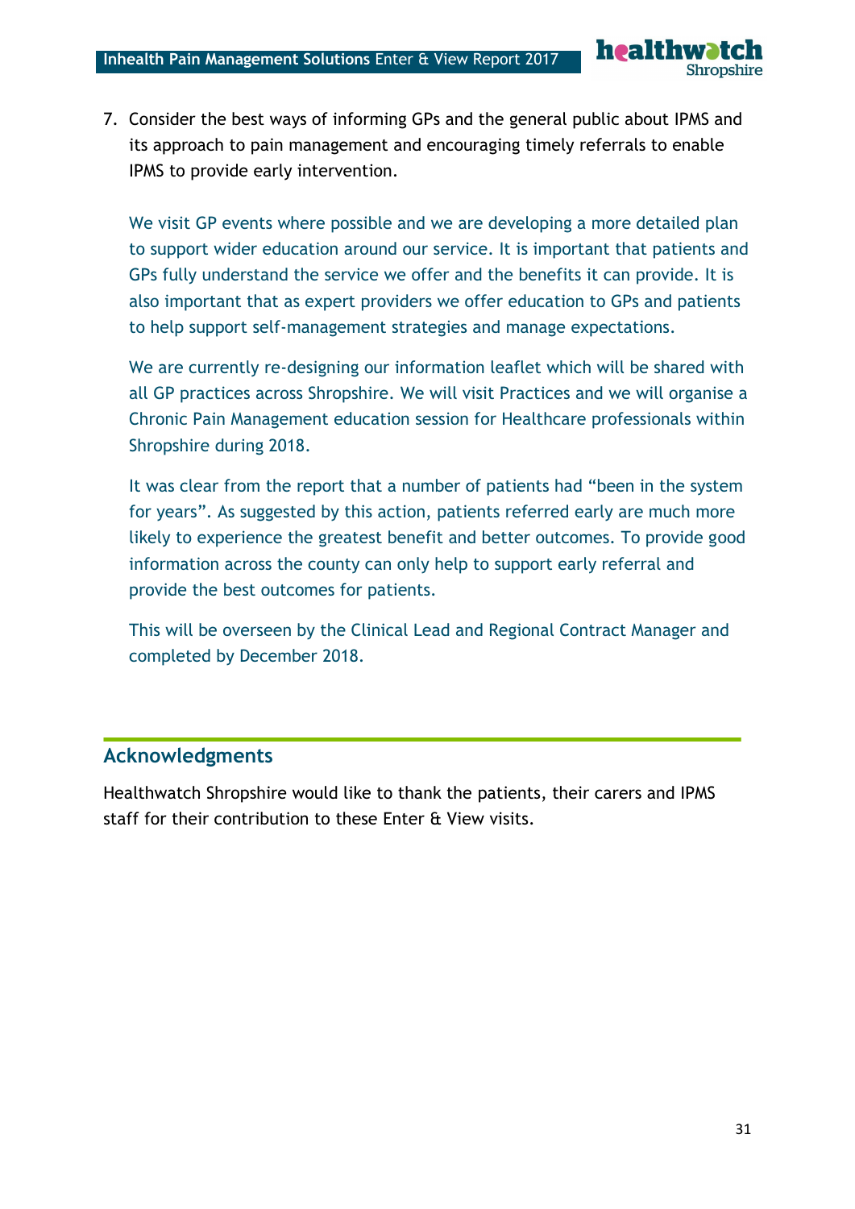7. Consider the best ways of informing GPs and the general public about IPMS and its approach to pain management and encouraging timely referrals to enable IPMS to provide early intervention.

   We visit GP events where possible and we are developing a more detailed plan to support wider education around our service. It is important that patients and GPs fully understand the service we offer and the benefits it can provide. It is also important that as expert providers we offer education to GPs and patients to help support self-management strategies and manage expectations.

   We are currently re-designing our information leaflet which will be shared with all GP practices across Shropshire. We will visit Practices and we will organise a Chronic Pain Management education session for Healthcare professionals within Shropshire during 2018.

   It was clear from the report that a number of patients had "been in the system for years". As suggested by this action, patients referred early are much more likely to experience the greatest benefit and better outcomes. To provide good information across the county can only help to support early referral and provide the best outcomes for patients.

   This will be overseen by the Clinical Lead and Regional Contract Manager and completed by December 2018.

## Acknowledgments

Healthwatch Shropshire would like to thank the patients, their carers and IPMS staff for their contribution to these Enter & View visits.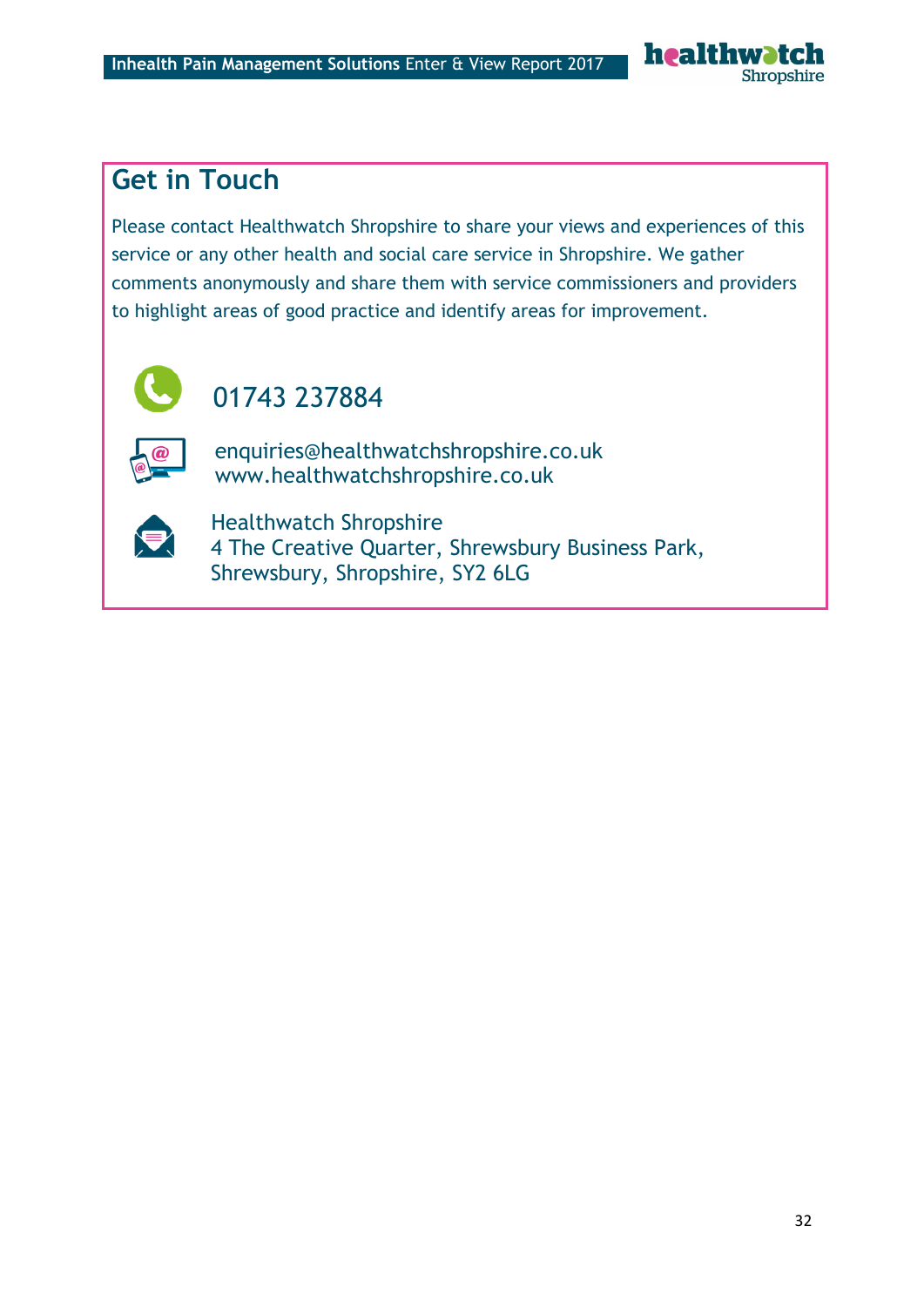## Get in Touch

Please contact Healthwatch Shropshire to share your views and experiences of this service or any other health and social care service in Shropshire. We gather comments anonymously and share them with service commissioners and providers to highlight areas of good practice and identify areas for improvement.

01743 237884

enquiries@healthwatchshropshire.co.uk
www.healthwatchshropshire.co.uk

Healthwatch Shropshire
4 The Creative Quarter, Shrewsbury Business Park,
Shrewsbury, Shropshire, SY2 6LG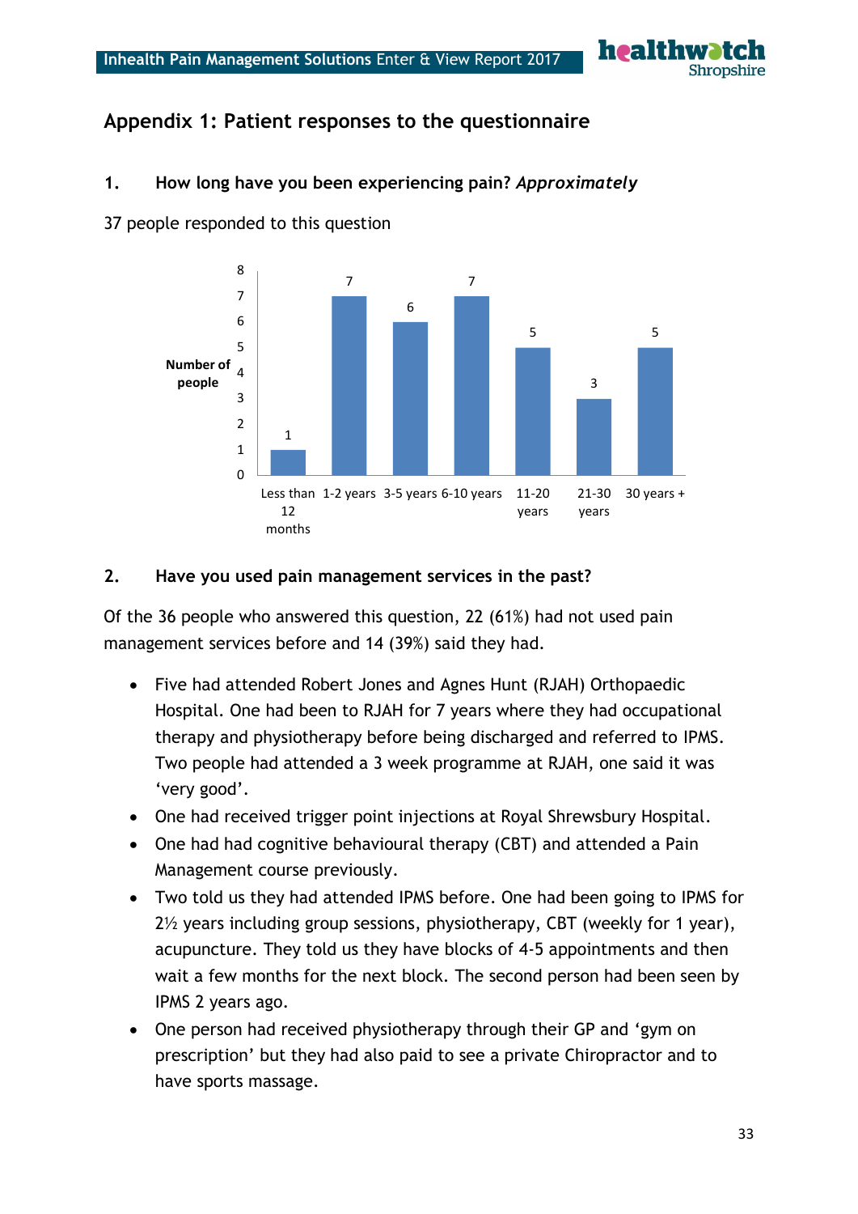## Appendix 1: Patient responses to the questionnaire

### 1. How long have you been experiencing pain? *Approximately*

37 people responded to this question

| Duration | Number of people |
|---|---|
| Less than 12 months | 1 |
| 1-2 years | 7 |
| 3-5 years | 6 |
| 6-10 years | 7 |
| 11-20 years | 5 |
| 21-30 years | 3 |
| 30 years + | 5 |

### 2. Have you used pain management services in the past?

Of the 36 people who answered this question, 22 (61%) had not used pain management services before and 14 (39%) said they had.

- Five had attended Robert Jones and Agnes Hunt (RJAH) Orthopaedic Hospital. One had been to RJAH for 7 years where they had occupational therapy and physiotherapy before being discharged and referred to IPMS. Two people had attended a 3 week programme at RJAH, one said it was 'very good'.
- One had received trigger point injections at Royal Shrewsbury Hospital.
- One had had cognitive behavioural therapy (CBT) and attended a Pain Management course previously.
- Two told us they had attended IPMS before. One had been going to IPMS for 2½ years including group sessions, physiotherapy, CBT (weekly for 1 year), acupuncture. They told us they have blocks of 4-5 appointments and then wait a few months for the next block. The second person had been seen by IPMS 2 years ago.
- One person had received physiotherapy through their GP and 'gym on prescription' but they had also paid to see a private Chiropractor and to have sports massage.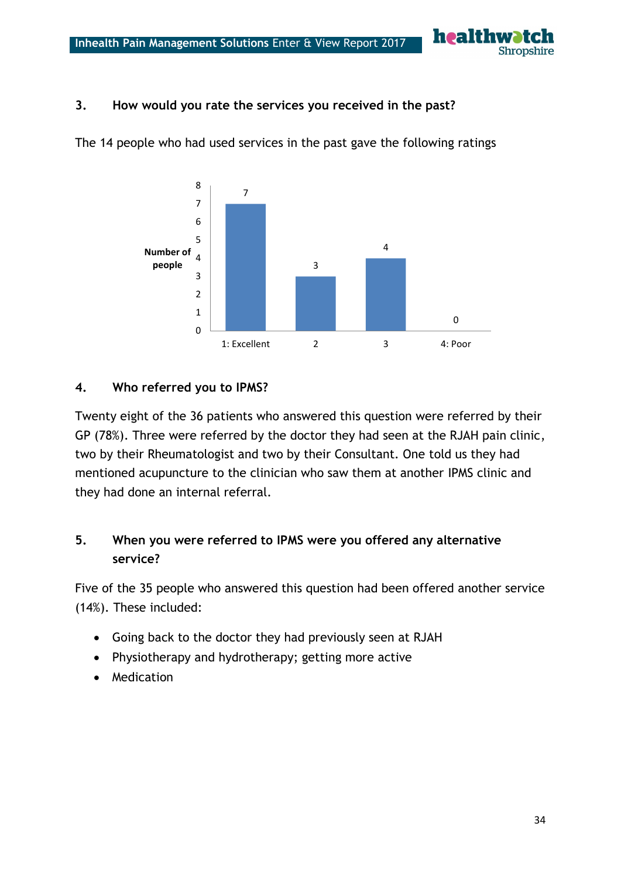### 3. How would you rate the services you received in the past?

The 14 people who had used services in the past gave the following ratings

| Rating | Number of people |
|---|---|
| 1: Excellent | 7 |
| 2 | 3 |
| 3 | 4 |
| 4: Poor | 0 |

### 4. Who referred you to IPMS?

Twenty eight of the 36 patients who answered this question were referred by their GP (78%). Three were referred by the doctor they had seen at the RJAH pain clinic, two by their Rheumatologist and two by their Consultant. One told us they had mentioned acupuncture to the clinician who saw them at another IPMS clinic and they had done an internal referral.

### 5. When you were referred to IPMS were you offered any alternative service?

Five of the 35 people who answered this question had been offered another service (14%). These included:

- Going back to the doctor they had previously seen at RJAH
- Physiotherapy and hydrotherapy; getting more active
- Medication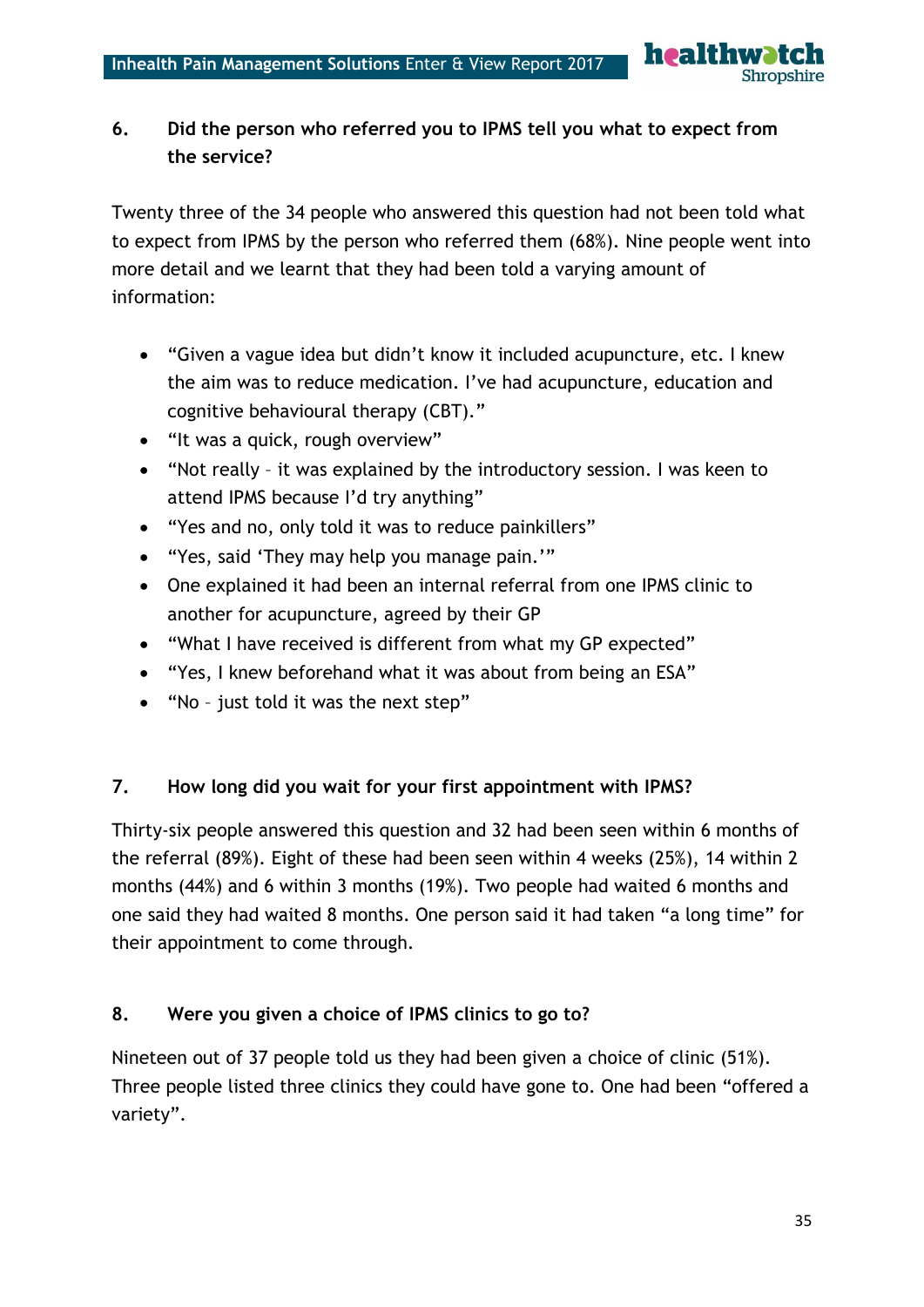### 6. Did the person who referred you to IPMS tell you what to expect from the service?

Twenty three of the 34 people who answered this question had not been told what to expect from IPMS by the person who referred them (68%). Nine people went into more detail and we learnt that they had been told a varying amount of information:

- "Given a vague idea but didn't know it included acupuncture, etc. I knew the aim was to reduce medication. I've had acupuncture, education and cognitive behavioural therapy (CBT)."
- "It was a quick, rough overview"
- "Not really – it was explained by the introductory session. I was keen to attend IPMS because I'd try anything"
- "Yes and no, only told it was to reduce painkillers"
- "Yes, said 'They may help you manage pain.'"
- One explained it had been an internal referral from one IPMS clinic to another for acupuncture, agreed by their GP
- "What I have received is different from what my GP expected"
- "Yes, I knew beforehand what it was about from being an ESA"
- "No – just told it was the next step"

### 7. How long did you wait for your first appointment with IPMS?

Thirty-six people answered this question and 32 had been seen within 6 months of the referral (89%). Eight of these had been seen within 4 weeks (25%), 14 within 2 months (44%) and 6 within 3 months (19%). Two people had waited 6 months and one said they had waited 8 months. One person said it had taken "a long time" for their appointment to come through.

### 8. Were you given a choice of IPMS clinics to go to?

Nineteen out of 37 people told us they had been given a choice of clinic (51%). Three people listed three clinics they could have gone to. One had been "offered a variety".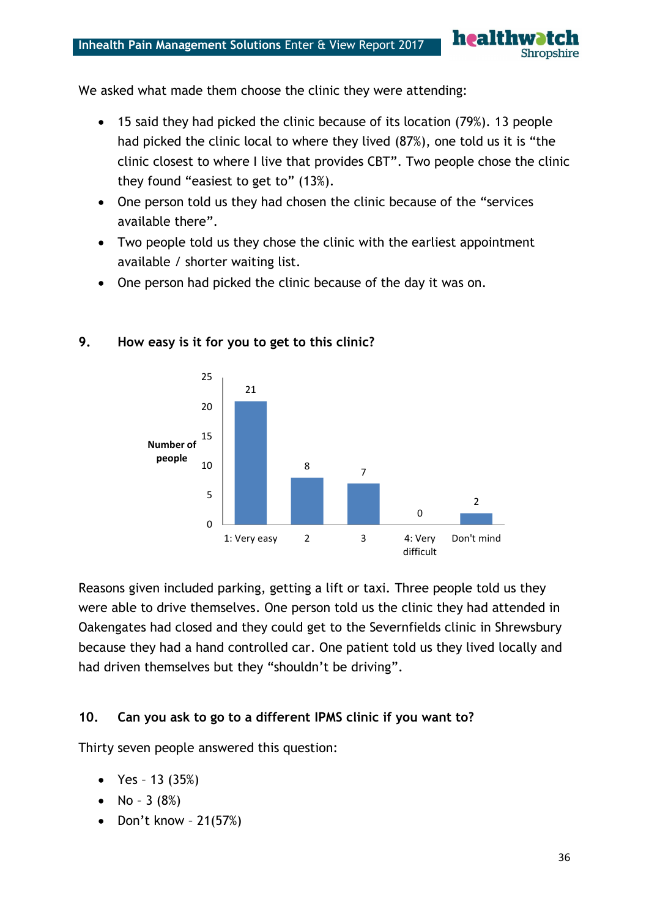We asked what made them choose the clinic they were attending:

- 15 said they had picked the clinic because of its location (79%). 13 people had picked the clinic local to where they lived (87%), one told us it is "the clinic closest to where I live that provides CBT". Two people chose the clinic they found "easiest to get to" (13%).
- One person told us they had chosen the clinic because of the "services available there".
- Two people told us they chose the clinic with the earliest appointment available / shorter waiting list.
- One person had picked the clinic because of the day it was on.

## 9. How easy is it for you to get to this clinic?

| Response | Number of people |
|---|---|
| 1: Very easy | 21 |
| 2 | 8 |
| 3 | 7 |
| 4: Very difficult | 0 |
| Don't mind | 2 |

Reasons given included parking, getting a lift or taxi. Three people told us they were able to drive themselves. One person told us the clinic they had attended in Oakengates had closed and they could get to the Severnfields clinic in Shrewsbury because they had a hand controlled car. One patient told us they lived locally and had driven themselves but they "shouldn't be driving".

## 10. Can you ask to go to a different IPMS clinic if you want to?

Thirty seven people answered this question:

- Yes – 13 (35%)
- No – 3 (8%)
- Don't know – 21(57%)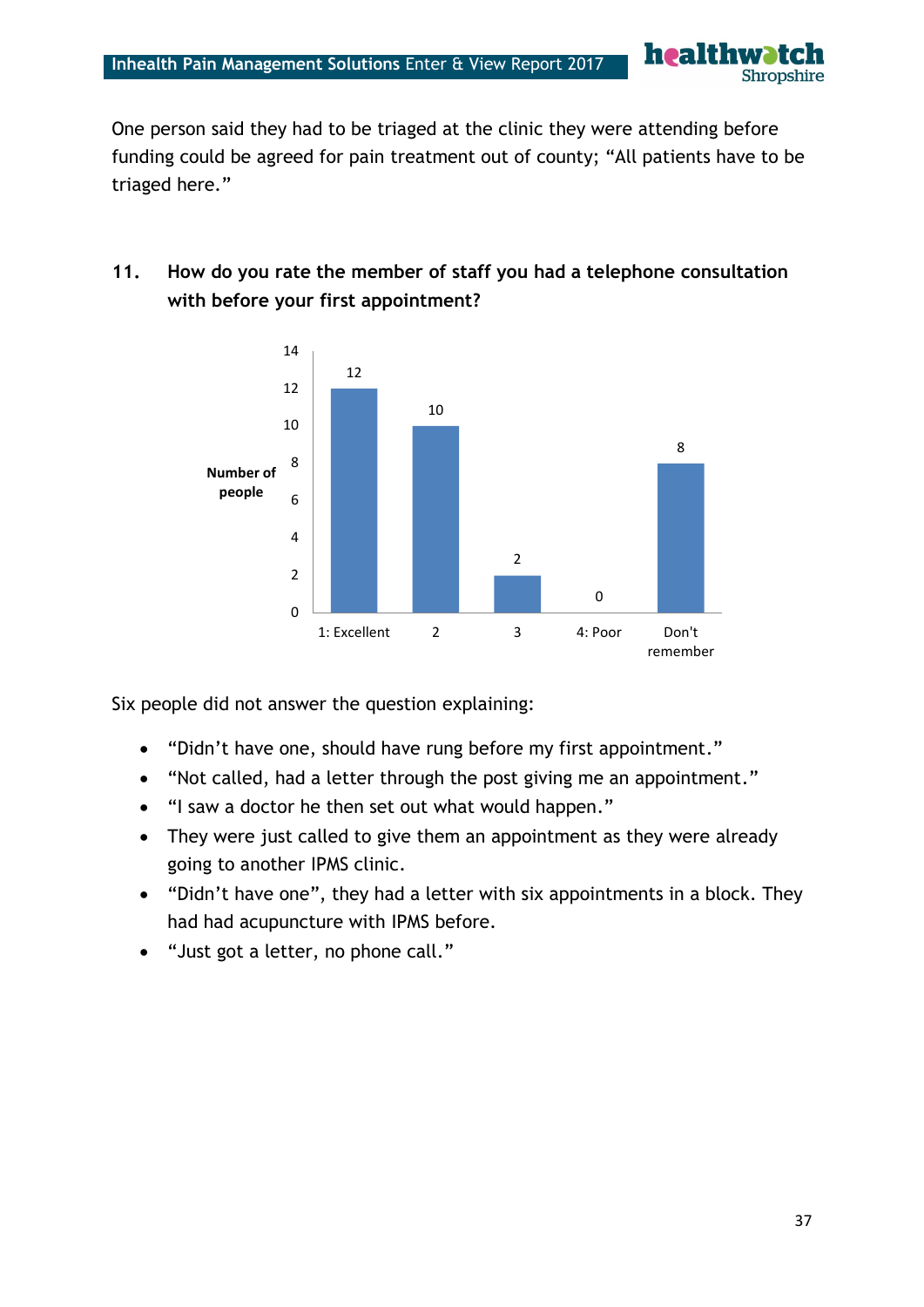One person said they had to be triaged at the clinic they were attending before funding could be agreed for pain treatment out of county; “All patients have to be triaged here.”

## 11. How do you rate the member of staff you had a telephone consultation with before your first appointment?

| Rating | Number of people |
|---|---|
| 1: Excellent | 12 |
| 2 | 10 |
| 3 | 2 |
| 4: Poor | 0 |
| Don't remember | 8 |

Six people did not answer the question explaining:

- “Didn’t have one, should have rung before my first appointment.”
- “Not called, had a letter through the post giving me an appointment.”
- “I saw a doctor he then set out what would happen.”
- They were just called to give them an appointment as they were already going to another IPMS clinic.
- “Didn’t have one”, they had a letter with six appointments in a block. They had had acupuncture with IPMS before.
- “Just got a letter, no phone call.”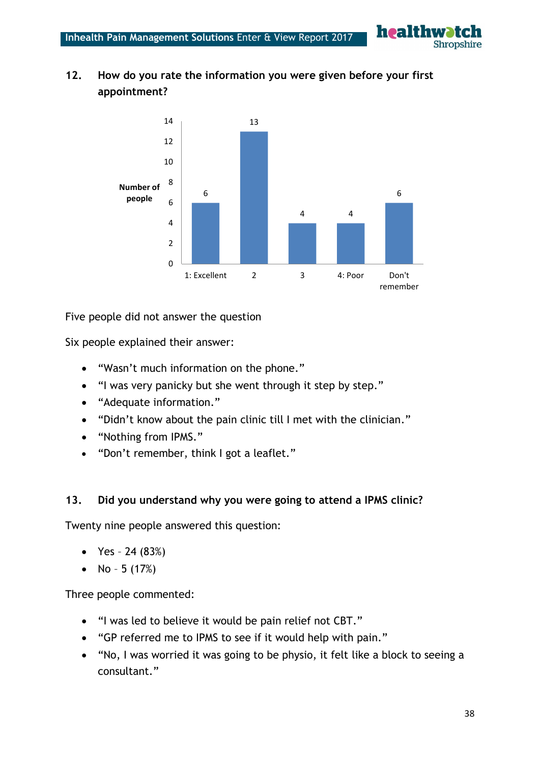## 12. How do you rate the information you were given before your first appointment?

| Rating | Number of people |
|---|---|
| 1: Excellent | 6 |
| 2 | 13 |
| 3 | 4 |
| 4: Poor | 4 |
| Don't remember | 6 |

Five people did not answer the question

Six people explained their answer:

- "Wasn't much information on the phone."
- "I was very panicky but she went through it step by step."
- "Adequate information."
- "Didn't know about the pain clinic till I met with the clinician."
- "Nothing from IPMS."
- "Don't remember, think I got a leaflet."

## 13. Did you understand why you were going to attend a IPMS clinic?

Twenty nine people answered this question:

- Yes – 24 (83%)
- No – 5 (17%)

Three people commented:

- "I was led to believe it would be pain relief not CBT."
- "GP referred me to IPMS to see if it would help with pain."
- "No, I was worried it was going to be physio, it felt like a block to seeing a consultant."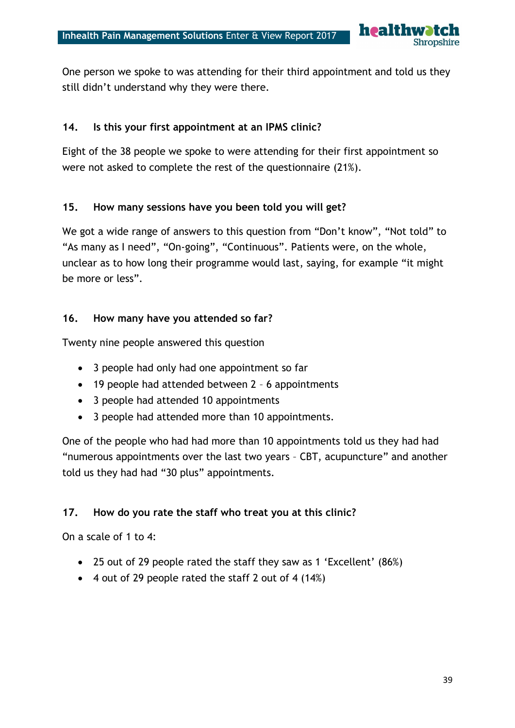One person we spoke to was attending for their third appointment and told us they still didn't understand why they were there.

### 14. Is this your first appointment at an IPMS clinic?

Eight of the 38 people we spoke to were attending for their first appointment so were not asked to complete the rest of the questionnaire (21%).

### 15. How many sessions have you been told you will get?

We got a wide range of answers to this question from "Don't know", "Not told" to "As many as I need", "On-going", "Continuous". Patients were, on the whole, unclear as to how long their programme would last, saying, for example "it might be more or less".

### 16. How many have you attended so far?

Twenty nine people answered this question

- 3 people had only had one appointment so far
- 19 people had attended between 2 – 6 appointments
- 3 people had attended 10 appointments
- 3 people had attended more than 10 appointments.

One of the people who had had more than 10 appointments told us they had had "numerous appointments over the last two years – CBT, acupuncture" and another told us they had had "30 plus" appointments.

### 17. How do you rate the staff who treat you at this clinic?

On a scale of 1 to 4:

- 25 out of 29 people rated the staff they saw as 1 'Excellent' (86%)
- 4 out of 29 people rated the staff 2 out of 4 (14%)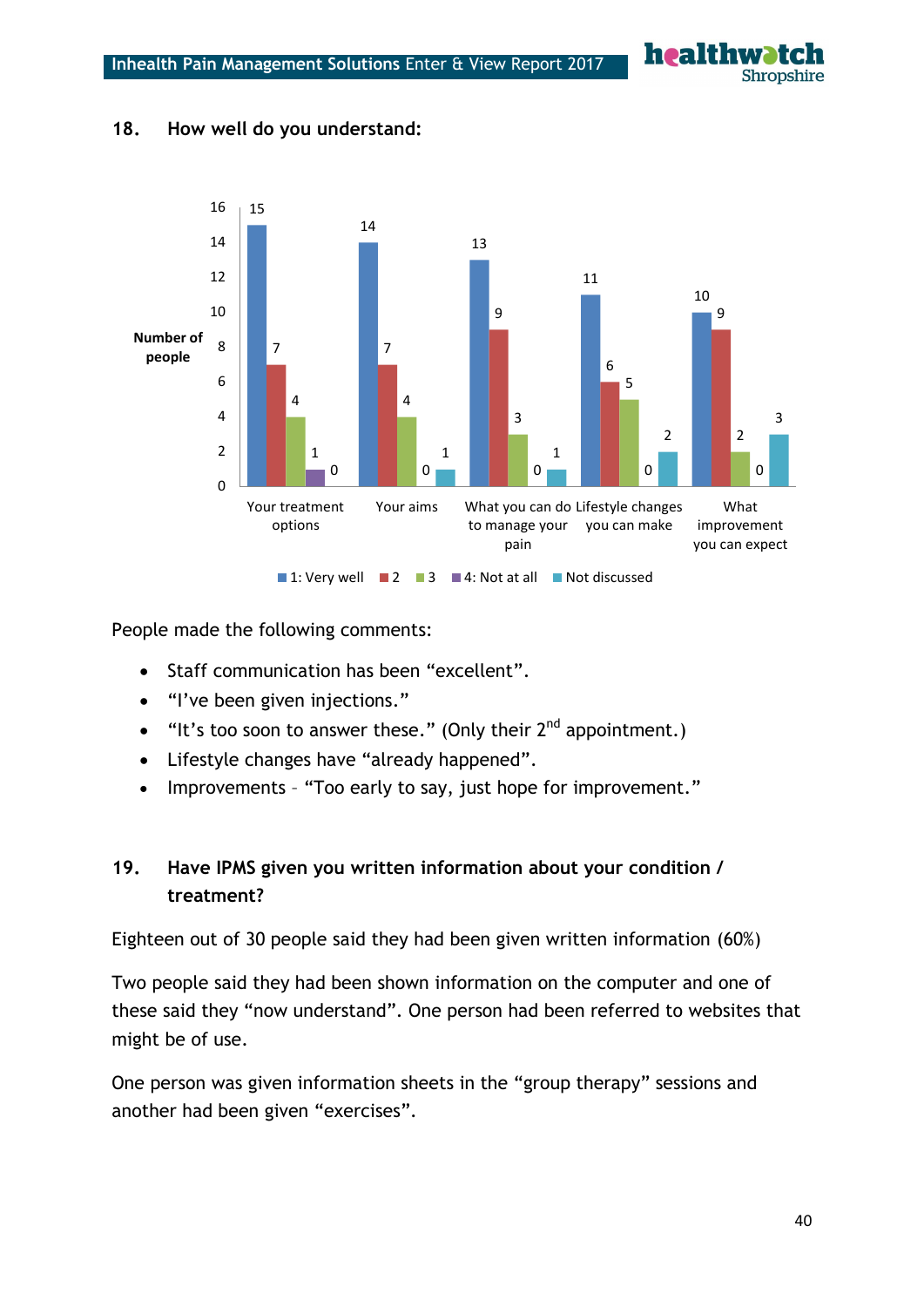## 18. How well do you understand:

| | 1: Very well | 2 | 3 | 4: Not at all | Not discussed |
|---|---|---|---|---|---|
| Your treatment options | 15 | 7 | 4 | 1 | 0 |
| Your aims | 14 | 7 | 4 | 0 | 1 |
| What you can do to manage your pain | 13 | 9 | 3 | 0 | 1 |
| Lifestyle changes you can make | 11 | 6 | 5 | 0 | 2 |
| What improvement you can expect | 10 | 9 | 2 | 0 | 3 |

People made the following comments:

- Staff communication has been "excellent".
- "I've been given injections."
- "It's too soon to answer these." (Only their 2nd appointment.)
- Lifestyle changes have "already happened".
- Improvements – "Too early to say, just hope for improvement."

## 19. Have IPMS given you written information about your condition / treatment?

Eighteen out of 30 people said they had been given written information (60%)

Two people said they had been shown information on the computer and one of these said they "now understand". One person had been referred to websites that might be of use.

One person was given information sheets in the "group therapy" sessions and another had been given "exercises".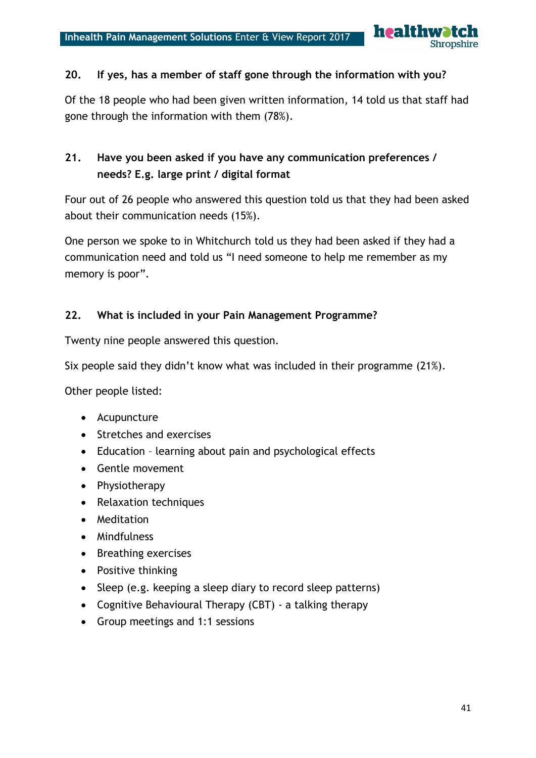**20. If yes, has a member of staff gone through the information with you?**

Of the 18 people who had been given written information, 14 told us that staff had gone through the information with them (78%).

**21. Have you been asked if you have any communication preferences / needs? E.g. large print / digital format**

Four out of 26 people who answered this question told us that they had been asked about their communication needs (15%).

One person we spoke to in Whitchurch told us they had been asked if they had a communication need and told us "I need someone to help me remember as my memory is poor".

**22. What is included in your Pain Management Programme?**

Twenty nine people answered this question.

Six people said they didn't know what was included in their programme (21%).

Other people listed:

- Acupuncture
- Stretches and exercises
- Education – learning about pain and psychological effects
- Gentle movement
- Physiotherapy
- Relaxation techniques
- Meditation
- Mindfulness
- Breathing exercises
- Positive thinking
- Sleep (e.g. keeping a sleep diary to record sleep patterns)
- Cognitive Behavioural Therapy (CBT) - a talking therapy
- Group meetings and 1:1 sessions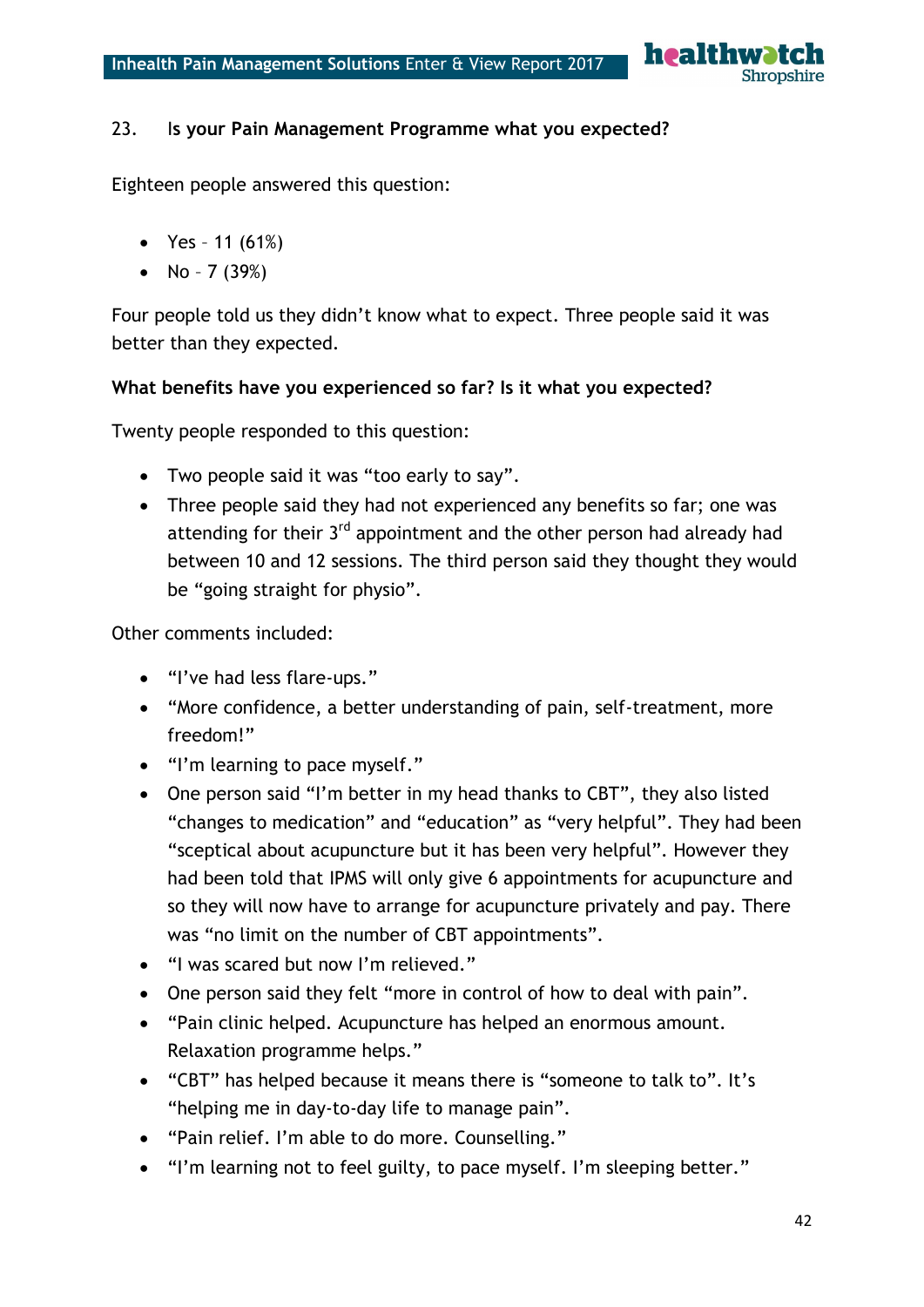23. **Is your Pain Management Programme what you expected?**

Eighteen people answered this question:

- Yes – 11 (61%)
- No – 7 (39%)

Four people told us they didn't know what to expect. Three people said it was better than they expected.

**What benefits have you experienced so far? Is it what you expected?**

Twenty people responded to this question:

- Two people said it was "too early to say".
- Three people said they had not experienced any benefits so far; one was attending for their 3rd appointment and the other person had already had between 10 and 12 sessions. The third person said they thought they would be "going straight for physio".

Other comments included:

- "I've had less flare-ups."
- "More confidence, a better understanding of pain, self-treatment, more freedom!"
- "I'm learning to pace myself."
- One person said "I'm better in my head thanks to CBT", they also listed "changes to medication" and "education" as "very helpful". They had been "sceptical about acupuncture but it has been very helpful". However they had been told that IPMS will only give 6 appointments for acupuncture and so they will now have to arrange for acupuncture privately and pay. There was "no limit on the number of CBT appointments".
- "I was scared but now I'm relieved."
- One person said they felt "more in control of how to deal with pain".
- "Pain clinic helped. Acupuncture has helped an enormous amount. Relaxation programme helps."
- "CBT" has helped because it means there is "someone to talk to". It's "helping me in day-to-day life to manage pain".
- "Pain relief. I'm able to do more. Counselling."
- "I'm learning not to feel guilty, to pace myself. I'm sleeping better."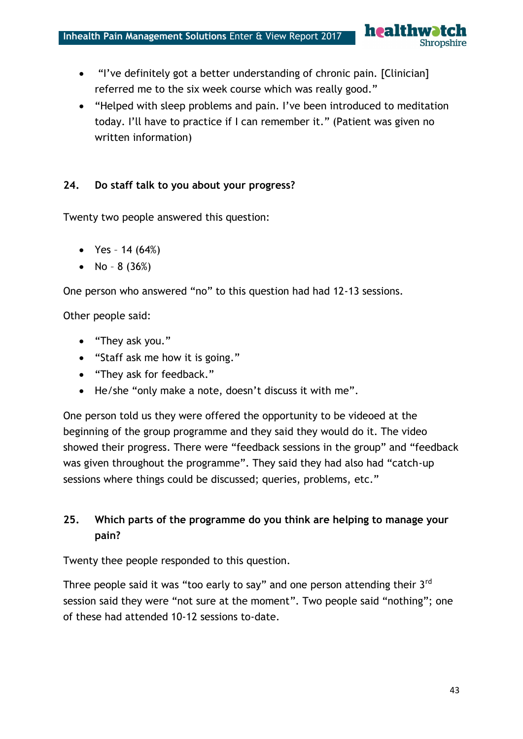- "I've definitely got a better understanding of chronic pain. [Clinician] referred me to the six week course which was really good."
- "Helped with sleep problems and pain. I've been introduced to meditation today. I'll have to practice if I can remember it." (Patient was given no written information)

### 24. Do staff talk to you about your progress?

Twenty two people answered this question:

- Yes – 14 (64%)
- No – 8 (36%)

One person who answered "no" to this question had had 12-13 sessions.

Other people said:

- "They ask you."
- "Staff ask me how it is going."
- "They ask for feedback."
- He/she "only make a note, doesn't discuss it with me".

One person told us they were offered the opportunity to be videoed at the beginning of the group programme and they said they would do it. The video showed their progress. There were "feedback sessions in the group" and "feedback was given throughout the programme". They said they had also had "catch-up sessions where things could be discussed; queries, problems, etc."

### 25. Which parts of the programme do you think are helping to manage your pain?

Twenty thee people responded to this question.

Three people said it was "too early to say" and one person attending their 3rd session said they were "not sure at the moment". Two people said "nothing"; one of these had attended 10-12 sessions to-date.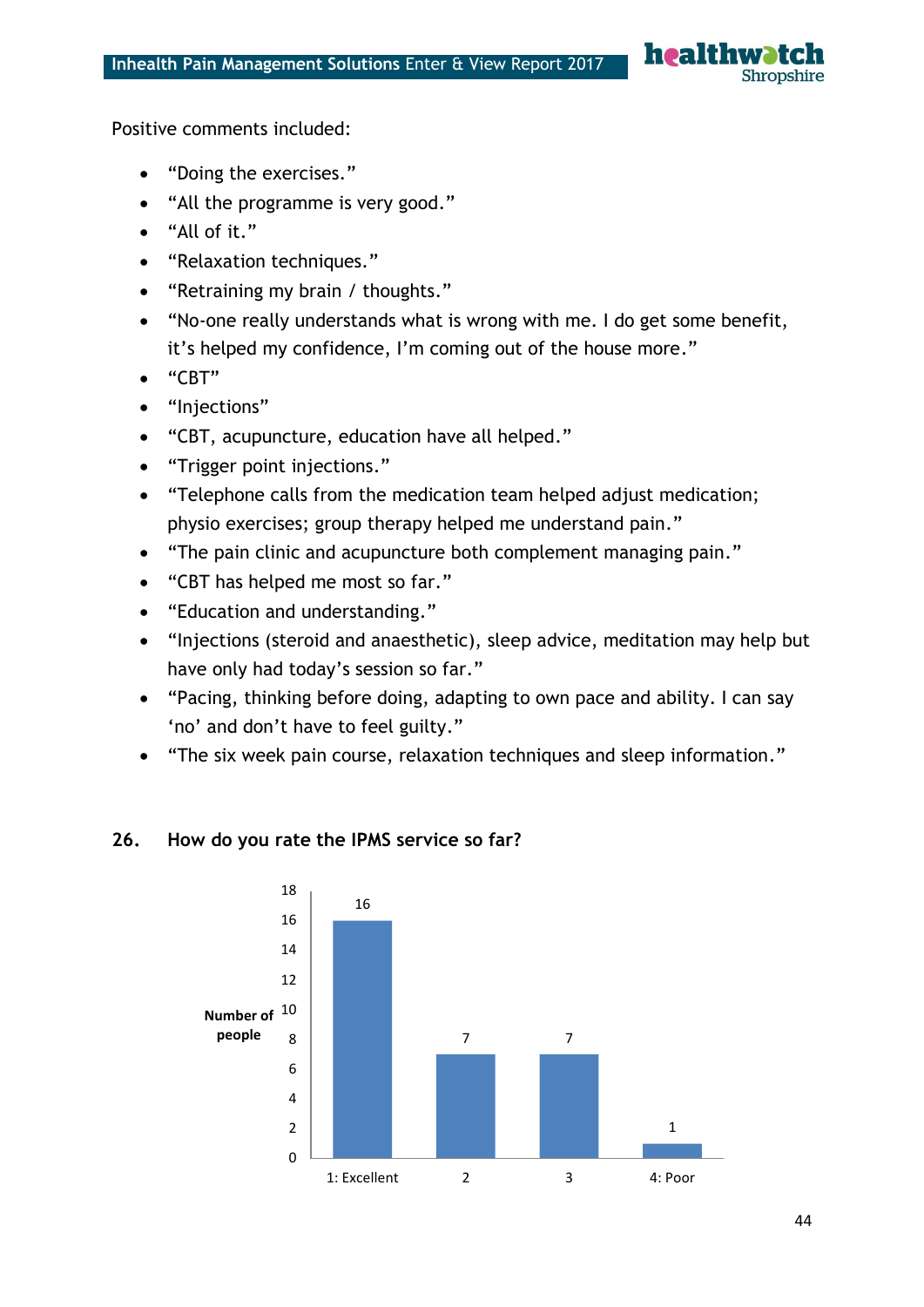Positive comments included:

- "Doing the exercises."
- "All the programme is very good."
- "All of it."
- "Relaxation techniques."
- "Retraining my brain / thoughts."
- "No-one really understands what is wrong with me. I do get some benefit, it's helped my confidence, I'm coming out of the house more."
- "CBT"
- "Injections"
- "CBT, acupuncture, education have all helped."
- "Trigger point injections."
- "Telephone calls from the medication team helped adjust medication; physio exercises; group therapy helped me understand pain."
- "The pain clinic and acupuncture both complement managing pain."
- "CBT has helped me most so far."
- "Education and understanding."
- "Injections (steroid and anaesthetic), sleep advice, meditation may help but have only had today's session so far."
- "Pacing, thinking before doing, adapting to own pace and ability. I can say 'no' and don't have to feel guilty."
- "The six week pain course, relaxation techniques and sleep information."

## 26. How do you rate the IPMS service so far?

| Rating | Number of people |
|---|---|
| 1: Excellent | 16 |
| 2 | 7 |
| 3 | 7 |
| 4: Poor | 1 |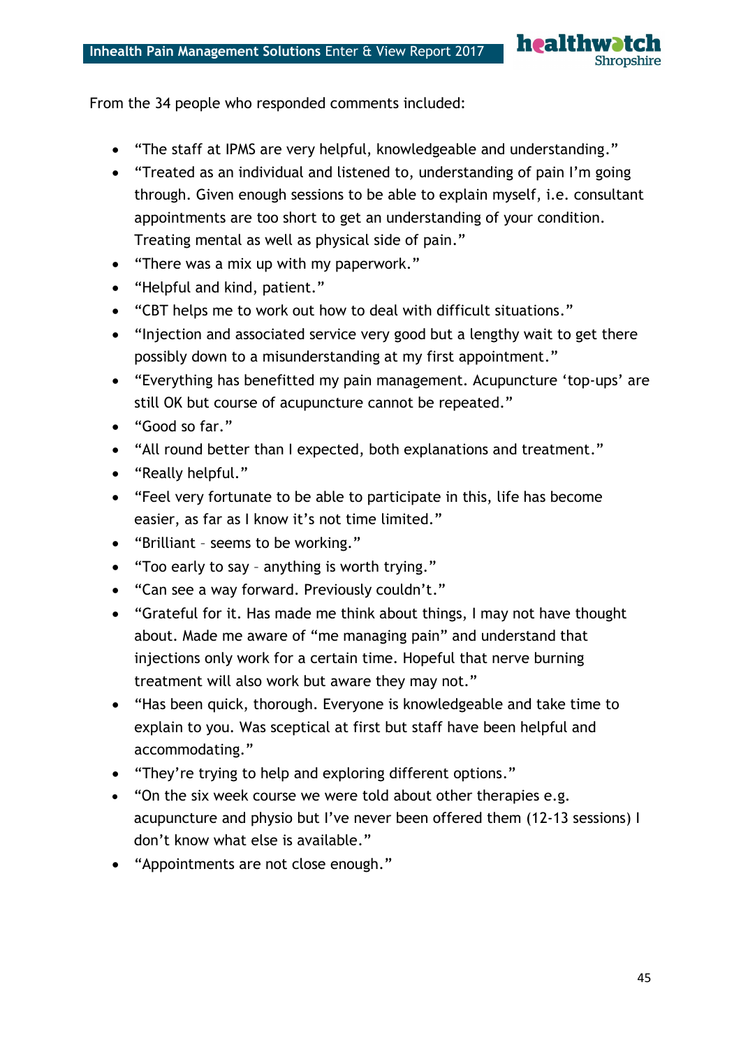From the 34 people who responded comments included:

- “The staff at IPMS are very helpful, knowledgeable and understanding.”
- “Treated as an individual and listened to, understanding of pain I’m going through. Given enough sessions to be able to explain myself, i.e. consultant appointments are too short to get an understanding of your condition. Treating mental as well as physical side of pain.”
- “There was a mix up with my paperwork.”
- “Helpful and kind, patient.”
- “CBT helps me to work out how to deal with difficult situations.”
- “Injection and associated service very good but a lengthy wait to get there possibly down to a misunderstanding at my first appointment.”
- “Everything has benefitted my pain management. Acupuncture ‘top-ups’ are still OK but course of acupuncture cannot be repeated.”
- “Good so far.”
- “All round better than I expected, both explanations and treatment.”
- “Really helpful.”
- “Feel very fortunate to be able to participate in this, life has become easier, as far as I know it’s not time limited.”
- “Brilliant – seems to be working.”
- “Too early to say – anything is worth trying.”
- “Can see a way forward. Previously couldn’t.”
- “Grateful for it. Has made me think about things, I may not have thought about. Made me aware of “me managing pain” and understand that injections only work for a certain time. Hopeful that nerve burning treatment will also work but aware they may not.”
- “Has been quick, thorough. Everyone is knowledgeable and take time to explain to you. Was sceptical at first but staff have been helpful and accommodating.”
- “They’re trying to help and exploring different options.”
- “On the six week course we were told about other therapies e.g. acupuncture and physio but I’ve never been offered them (12-13 sessions) I don’t know what else is available.”
- “Appointments are not close enough.”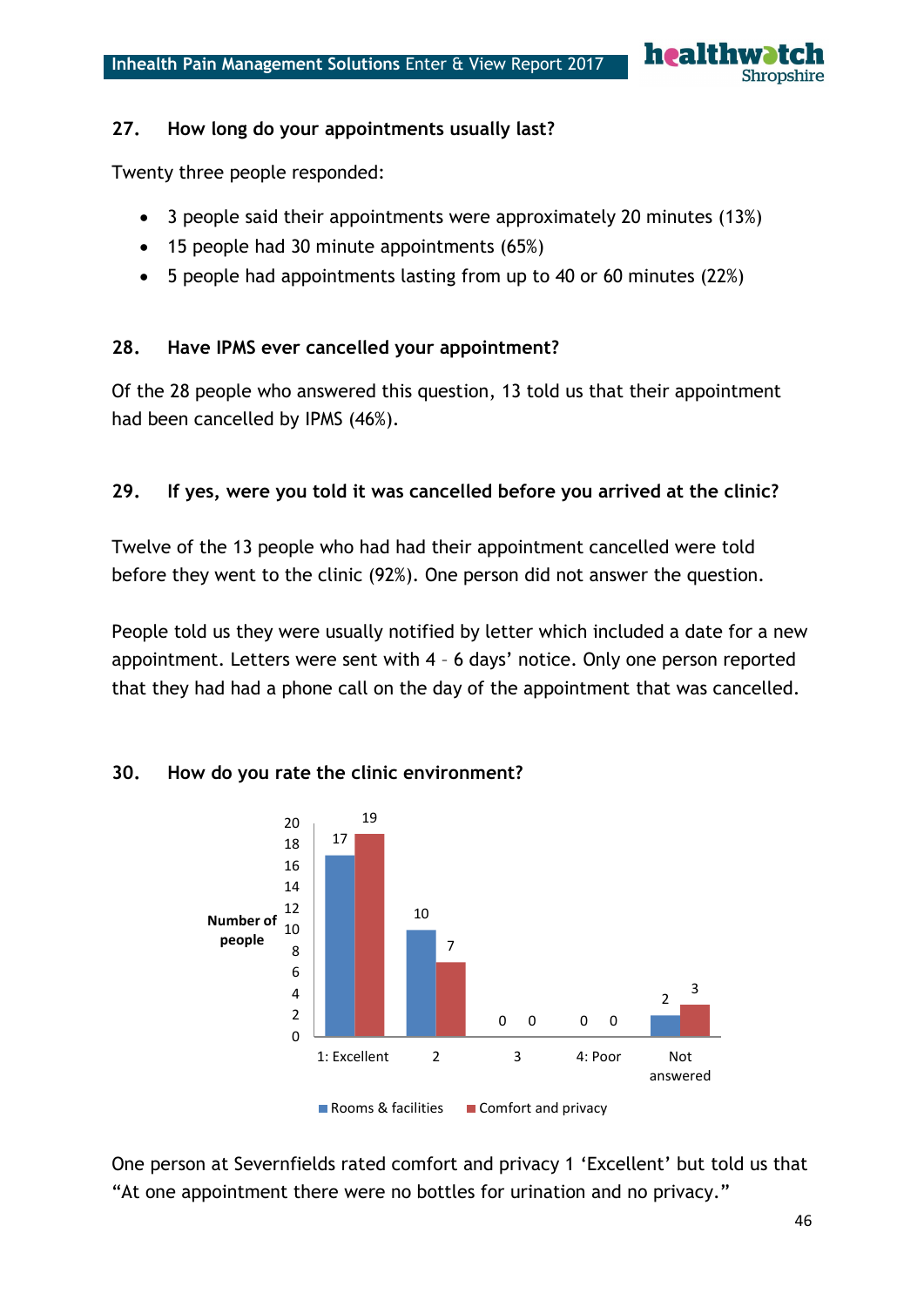### 27. How long do your appointments usually last?

Twenty three people responded:

- 3 people said their appointments were approximately 20 minutes (13%)
- 15 people had 30 minute appointments (65%)
- 5 people had appointments lasting from up to 40 or 60 minutes (22%)

### 28. Have IPMS ever cancelled your appointment?

Of the 28 people who answered this question, 13 told us that their appointment had been cancelled by IPMS (46%).

### 29. If yes, were you told it was cancelled before you arrived at the clinic?

Twelve of the 13 people who had had their appointment cancelled were told before they went to the clinic (92%). One person did not answer the question.

People told us they were usually notified by letter which included a date for a new appointment. Letters were sent with 4 – 6 days' notice. Only one person reported that they had had a phone call on the day of the appointment that was cancelled.

### 30. How do you rate the clinic environment?

| Number of people | 1: Excellent | 2 | 3 | 4: Poor | Not answered |
|---|---|---|---|---|---|
| Rooms & facilities | 17 | 10 | 0 | 0 | 2 |
| Comfort and privacy | 19 | 7 | 0 | 0 | 3 |

One person at Severnfields rated comfort and privacy 1 'Excellent' but told us that "At one appointment there were no bottles for urination and no privacy."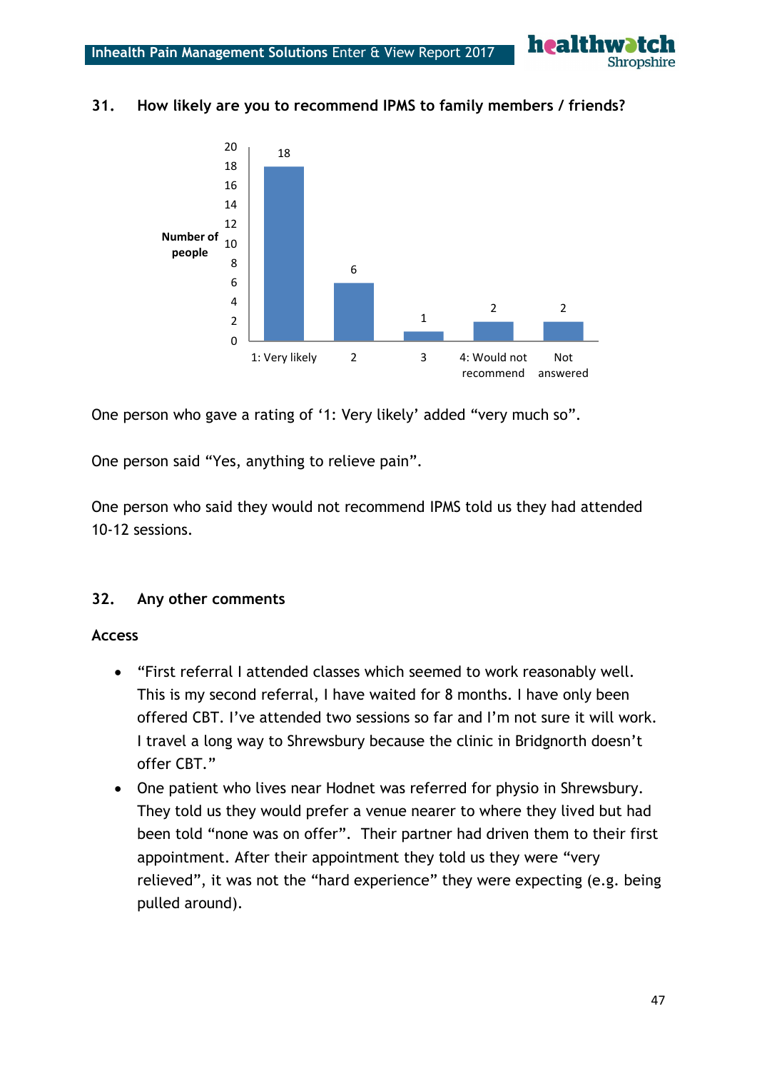### 31. How likely are you to recommend IPMS to family members / friends?

| Response | Number of people |
|---|---|
| 1: Very likely | 18 |
| 2 | 6 |
| 3 | 1 |
| 4: Would not recommend | 2 |
| Not answered | 2 |

One person who gave a rating of '1: Very likely' added "very much so".

One person said "Yes, anything to relieve pain".

One person who said they would not recommend IPMS told us they had attended 10-12 sessions.

### 32. Any other comments

**Access**

- "First referral I attended classes which seemed to work reasonably well. This is my second referral, I have waited for 8 months. I have only been offered CBT. I've attended two sessions so far and I'm not sure it will work. I travel a long way to Shrewsbury because the clinic in Bridgnorth doesn't offer CBT."
- One patient who lives near Hodnet was referred for physio in Shrewsbury. They told us they would prefer a venue nearer to where they lived but had been told "none was on offer". Their partner had driven them to their first appointment. After their appointment they told us they were "very relieved", it was not the "hard experience" they were expecting (e.g. being pulled around).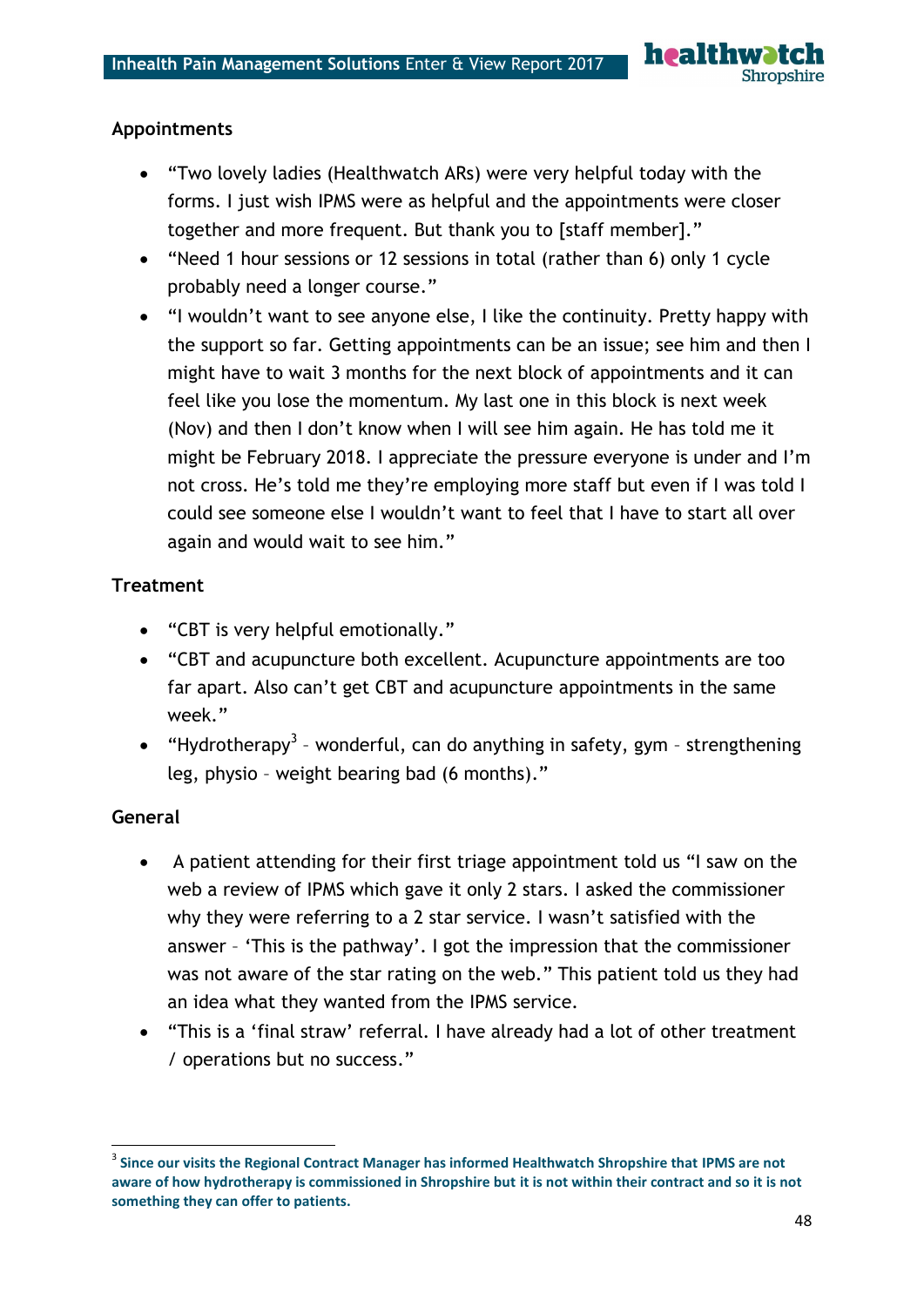**Appointments**

- "Two lovely ladies (Healthwatch ARs) were very helpful today with the forms. I just wish IPMS were as helpful and the appointments were closer together and more frequent. But thank you to [staff member]."
- "Need 1 hour sessions or 12 sessions in total (rather than 6) only 1 cycle probably need a longer course."
- "I wouldn't want to see anyone else, I like the continuity. Pretty happy with the support so far. Getting appointments can be an issue; see him and then I might have to wait 3 months for the next block of appointments and it can feel like you lose the momentum. My last one in this block is next week (Nov) and then I don't know when I will see him again. He has told me it might be February 2018. I appreciate the pressure everyone is under and I'm not cross. He's told me they're employing more staff but even if I was told I could see someone else I wouldn't want to feel that I have to start all over again and would wait to see him."

**Treatment**

- "CBT is very helpful emotionally."
- "CBT and acupuncture both excellent. Acupuncture appointments are too far apart. Also can't get CBT and acupuncture appointments in the same week."
- "Hydrotherapy[3] – wonderful, can do anything in safety, gym – strengthening leg, physio – weight bearing bad (6 months)."

**General**

- A patient attending for their first triage appointment told us "I saw on the web a review of IPMS which gave it only 2 stars. I asked the commissioner why they were referring to a 2 star service. I wasn't satisfied with the answer – 'This is the pathway'. I got the impression that the commissioner was not aware of the star rating on the web." This patient told us they had an idea what they wanted from the IPMS service.
- "This is a 'final straw' referral. I have already had a lot of other treatment / operations but no success."

---

[3] **Since our visits the Regional Contract Manager has informed Healthwatch Shropshire that IPMS are not aware of how hydrotherapy is commissioned in Shropshire but it is not within their contract and so it is not something they can offer to patients.**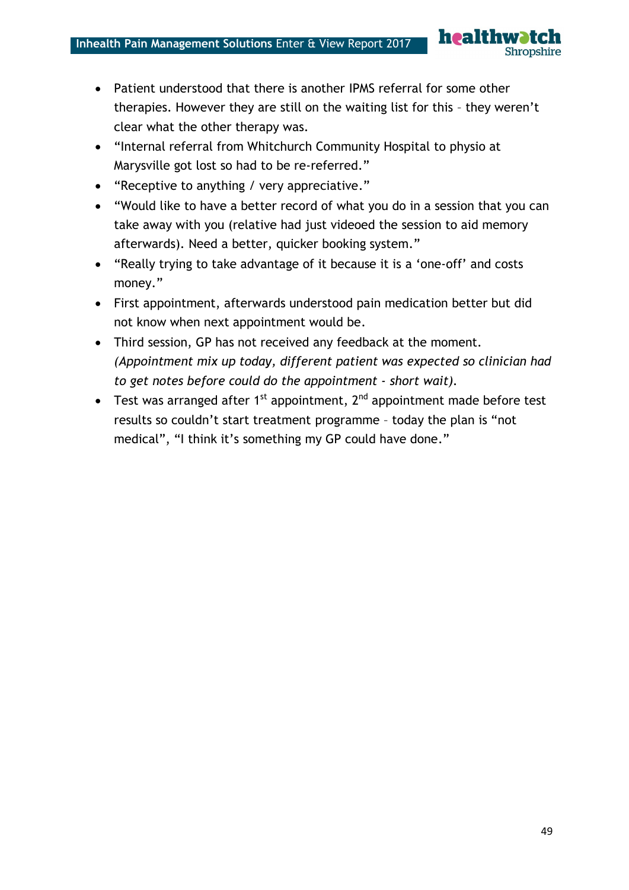- Patient understood that there is another IPMS referral for some other therapies. However they are still on the waiting list for this – they weren't clear what the other therapy was.
- "Internal referral from Whitchurch Community Hospital to physio at Marysville got lost so had to be re-referred."
- "Receptive to anything / very appreciative."
- "Would like to have a better record of what you do in a session that you can take away with you (relative had just videoed the session to aid memory afterwards). Need a better, quicker booking system."
- "Really trying to take advantage of it because it is a 'one-off' and costs money."
- First appointment, afterwards understood pain medication better but did not know when next appointment would be.
- Third session, GP has not received any feedback at the moment. *(Appointment mix up today, different patient was expected so clinician had to get notes before could do the appointment - short wait).*
- Test was arranged after 1st appointment, 2nd appointment made before test results so couldn't start treatment programme – today the plan is "not medical", "I think it's something my GP could have done."